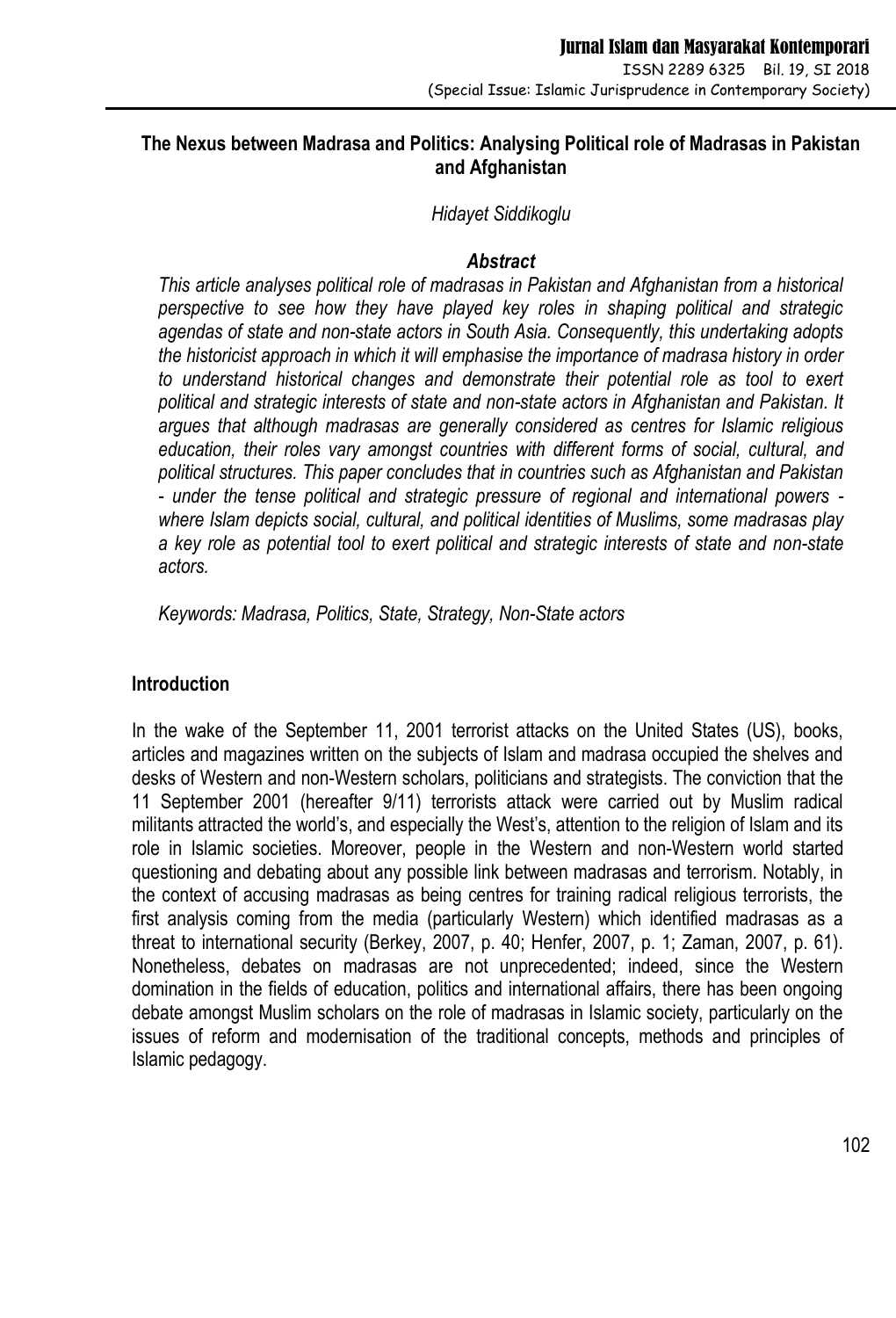# The Nexus between Madrasa and Politics: Analysing Political role of Madrasas in Pakistan and Afghanistan

*Hidayet Siddikoglu*

### *Abstract*

*This article analyses political role of madrasas in Pakistan and Afghanistan from a historical perspective to see how they have played key roles in shaping political and strategic agendas of state and non-state actors in South Asia. Consequently, this undertaking adopts the historicist approach in which it will emphasise the importance of madrasa history in order to understand historical changes and demonstrate their potential role as tool to exert political and strategic interests of state and non-state actors in Afghanistan and Pakistan. It argues that although madrasas are generally considered as centres for Islamic religious education, their roles vary amongst countries with different forms of social, cultural, and political structures. This paper concludes that in countries such as Afghanistan and Pakistan - under the tense political and strategic pressure of regional and international powers - where Islam depicts social, cultural, and political identities of Muslims, some madrasas play a key role as potential tool to exert political and strategic interests of state and non-state actors.*

*Keywords: Madrasa, Politics, State, Strategy, Non-State actors*

## Introduction

In the wake of the September 11, 2001 terrorist attacks on the United States (US), books, articles and magazines written on the subjects of Islam and madrasa occupied the shelves and desks of Western and non-Western scholars, politicians and strategists. The conviction that the 11 September 2001 (hereafter 9/11) terrorists attack were carried out by Muslim radical militants attracted the world's, and especially the West's, attention to the religion of Islam and its role in Islamic societies. Moreover, people in the Western and non-Western world started questioning and debating about any possible link between madrasas and terrorism. Notably, in the context of accusing madrasas as being centres for training radical religious terrorists, the first analysis coming from the media (particularly Western) which identified madrasas as a threat to international security (Berkey, 2007, p. 40; Henfer, 2007, p. 1; Zaman, 2007, p. 61). Nonetheless, debates on madrasas are not unprecedented; indeed, since the Western domination in the fields of education, politics and international affairs, there has been ongoing debate amongst Muslim scholars on the role of madrasas in Islamic society, particularly on the issues of reform and modernisation of the traditional concepts, methods and principles of Islamic pedagogy.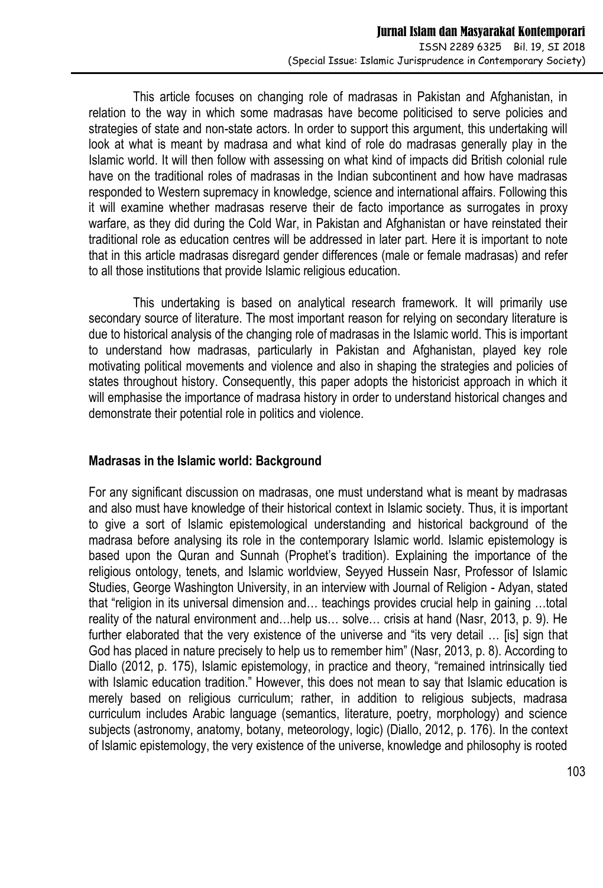This article focuses on changing role of madrasas in Pakistan and Afghanistan, in relation to the way in which some madrasas have become politicised to serve policies and strategies of state and non-state actors. In order to support this argument, this undertaking will look at what is meant by madrasa and what kind of role do madrasas generally play in the Islamic world. It will then follow with assessing on what kind of impacts did British colonial rule have on the traditional roles of madrasas in the Indian subcontinent and how have madrasas responded to Western supremacy in knowledge, science and international affairs. Following this it will examine whether madrasas reserve their de facto importance as surrogates in proxy warfare, as they did during the Cold War, in Pakistan and Afghanistan or have reinstated their traditional role as education centres will be addressed in later part. Here it is important to note that in this article madrasas disregard gender differences (male or female madrasas) and refer to all those institutions that provide Islamic religious education.

This undertaking is based on analytical research framework. It will primarily use secondary source of literature. The most important reason for relying on secondary literature is due to historical analysis of the changing role of madrasas in the Islamic world. This is important to understand how madrasas, particularly in Pakistan and Afghanistan, played key role motivating political movements and violence and also in shaping the strategies and policies of states throughout history. Consequently, this paper adopts the historicist approach in which it will emphasise the importance of madrasa history in order to understand historical changes and demonstrate their potential role in politics and violence.

## Madrasas in the Islamic world: Background

For any significant discussion on madrasas, one must understand what is meant by madrasas and also must have knowledge of their historical context in Islamic society. Thus, it is important to give a sort of Islamic epistemological understanding and historical background of the madrasa before analysing its role in the contemporary Islamic world. Islamic epistemology is based upon the Quran and Sunnah (Prophet's tradition). Explaining the importance of the religious ontology, tenets, and Islamic worldview, Seyyed Hussein Nasr, Professor of Islamic Studies, George Washington University, in an interview with Journal of Religion - Adyan, stated that "religion in its universal dimension and… teachings provides crucial help in gaining …total reality of the natural environment and…help us… solve… crisis at hand (Nasr, 2013, p. 9). He further elaborated that the very existence of the universe and "its very detail … [is] sign that God has placed in nature precisely to help us to remember him" (Nasr, 2013, p. 8). According to Diallo (2012, p. 175), Islamic epistemology, in practice and theory, "remained intrinsically tied with Islamic education tradition." However, this does not mean to say that Islamic education is merely based on religious curriculum; rather, in addition to religious subjects, madrasa curriculum includes Arabic language (semantics, literature, poetry, morphology) and science subjects (astronomy, anatomy, botany, meteorology, logic) (Diallo, 2012, p. 176). In the context of Islamic epistemology, the very existence of the universe, knowledge and philosophy is rooted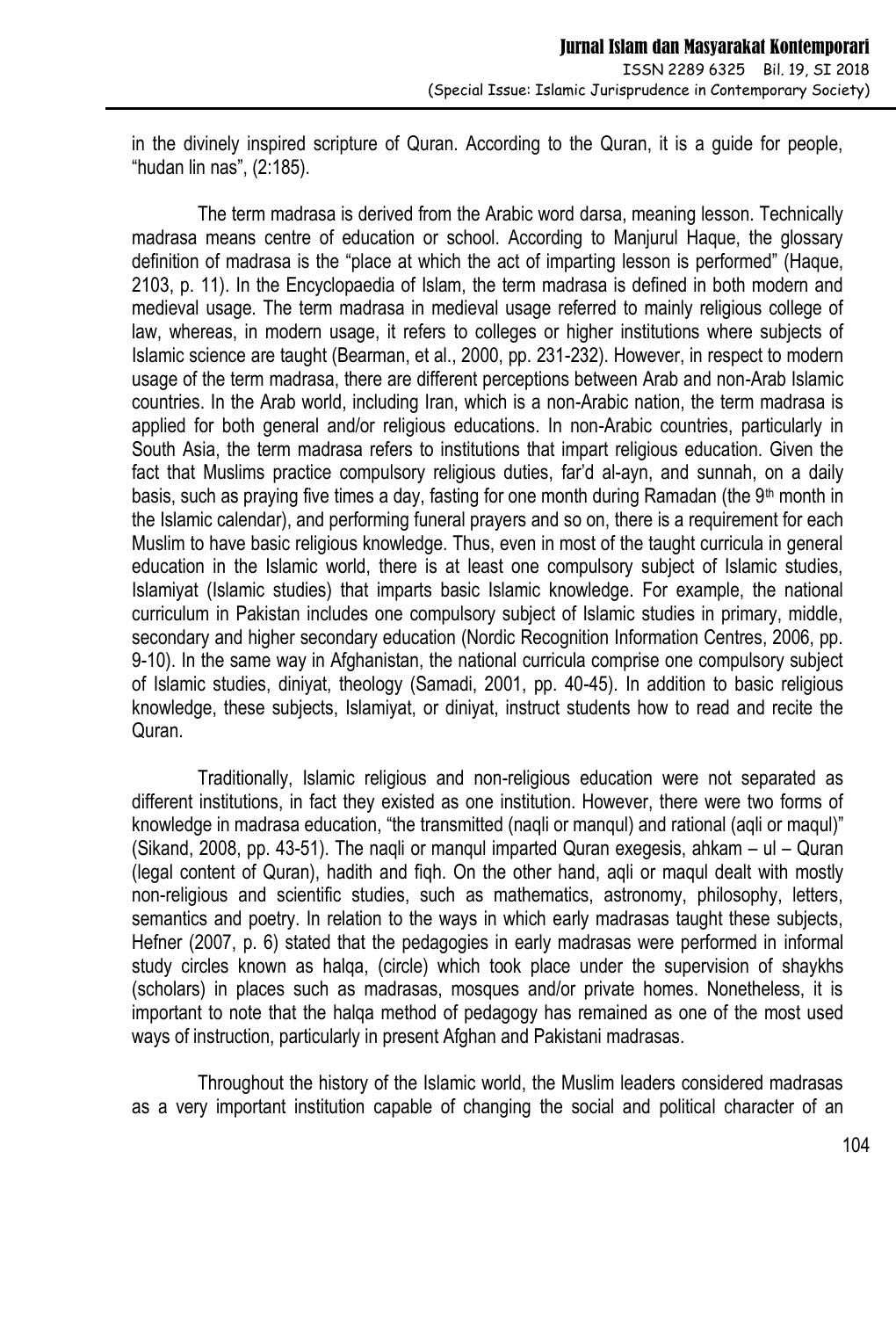in the divinely inspired scripture of Quran. According to the Quran, it is a guide for people, "hudan lin nas", (2:185).

The term madrasa is derived from the Arabic word darsa, meaning lesson. Technically madrasa means centre of education or school. According to Manjurul Haque, the glossary definition of madrasa is the "place at which the act of imparting lesson is performed" (Haque, 2103, p. 11). In the Encyclopaedia of Islam, the term madrasa is defined in both modern and medieval usage. The term madrasa in medieval usage referred to mainly religious college of law, whereas, in modern usage, it refers to colleges or higher institutions where subjects of Islamic science are taught (Bearman, et al., 2000, pp. 231-232). However, in respect to modern usage of the term madrasa, there are different perceptions between Arab and non-Arab Islamic countries. In the Arab world, including Iran, which is a non-Arabic nation, the term madrasa is applied for both general and/or religious educations. In non-Arabic countries, particularly in South Asia, the term madrasa refers to institutions that impart religious education. Given the fact that Muslims practice compulsory religious duties, far'd al-ayn, and sunnah, on a daily basis, such as praying five times a day, fasting for one month during Ramadan (the 9th month in the Islamic calendar), and performing funeral prayers and so on, there is a requirement for each Muslim to have basic religious knowledge. Thus, even in most of the taught curricula in general education in the Islamic world, there is at least one compulsory subject of Islamic studies, Islamiyat (Islamic studies) that imparts basic Islamic knowledge. For example, the national curriculum in Pakistan includes one compulsory subject of Islamic studies in primary, middle, secondary and higher secondary education (Nordic Recognition Information Centres, 2006, pp. 9-10). In the same way in Afghanistan, the national curricula comprise one compulsory subject of Islamic studies, diniyat, theology (Samadi, 2001, pp. 40-45). In addition to basic religious knowledge, these subjects, Islamiyat, or diniyat, instruct students how to read and recite the Quran.

Traditionally, Islamic religious and non-religious education were not separated as different institutions, in fact they existed as one institution. However, there were two forms of knowledge in madrasa education, "the transmitted (naqli or manqul) and rational (aqli or maqul)" (Sikand, 2008, pp. 43-51). The naqli or manqul imparted Quran exegesis, ahkam – ul – Quran (legal content of Quran), hadith and fiqh. On the other hand, aqli or maqul dealt with mostly non-religious and scientific studies, such as mathematics, astronomy, philosophy, letters, semantics and poetry. In relation to the ways in which early madrasas taught these subjects, Hefner (2007, p. 6) stated that the pedagogies in early madrasas were performed in informal study circles known as halqa, (circle) which took place under the supervision of shaykhs (scholars) in places such as madrasas, mosques and/or private homes. Nonetheless, it is important to note that the halqa method of pedagogy has remained as one of the most used ways of instruction, particularly in present Afghan and Pakistani madrasas.

Throughout the history of the Islamic world, the Muslim leaders considered madrasas as a very important institution capable of changing the social and political character of an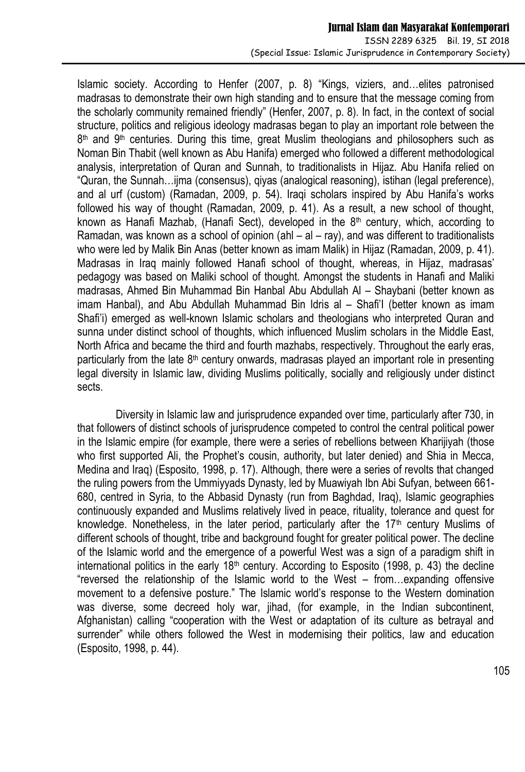Islamic society. According to Henfer (2007, p. 8) "Kings, viziers, and…elites patronised madrasas to demonstrate their own high standing and to ensure that the message coming from the scholarly community remained friendly" (Henfer, 2007, p. 8). In fact, in the context of social structure, politics and religious ideology madrasas began to play an important role between the 8th and 9th centuries. During this time, great Muslim theologians and philosophers such as Noman Bin Thabit (well known as Abu Hanifa) emerged who followed a different methodological analysis, interpretation of Quran and Sunnah, to traditionalists in Hijaz. Abu Hanifa relied on "Quran, the Sunnah…ijma (consensus), qiyas (analogical reasoning), istihan (legal preference), and al urf (custom) (Ramadan, 2009, p. 54). Iraqi scholars inspired by Abu Hanifa's works followed his way of thought (Ramadan, 2009, p. 41). As a result, a new school of thought, known as Hanafi Mazhab, (Hanafi Sect), developed in the 8th century, which, according to Ramadan, was known as a school of opinion (ahl – al – ray), and was different to traditionalists who were led by Malik Bin Anas (better known as imam Malik) in Hijaz (Ramadan, 2009, p. 41). Madrasas in Iraq mainly followed Hanafi school of thought, whereas, in Hijaz, madrasas' pedagogy was based on Maliki school of thought. Amongst the students in Hanafi and Maliki madrasas, Ahmed Bin Muhammad Bin Hanbal Abu Abdullah Al – Shaybani (better known as imam Hanbal), and Abu Abdullah Muhammad Bin Idris al – Shafi'I (better known as imam Shafi'i) emerged as well-known Islamic scholars and theologians who interpreted Quran and sunna under distinct school of thoughts, which influenced Muslim scholars in the Middle East, North Africa and became the third and fourth mazhabs, respectively. Throughout the early eras, particularly from the late 8th century onwards, madrasas played an important role in presenting legal diversity in Islamic law, dividing Muslims politically, socially and religiously under distinct sects.

Diversity in Islamic law and jurisprudence expanded over time, particularly after 730, in that followers of distinct schools of jurisprudence competed to control the central political power in the Islamic empire (for example, there were a series of rebellions between Kharijiyah (those who first supported Ali, the Prophet's cousin, authority, but later denied) and Shia in Mecca, Medina and Iraq) (Esposito, 1998, p. 17). Although, there were a series of revolts that changed the ruling powers from the Ummiyyads Dynasty, led by Muawiyah Ibn Abi Sufyan, between 661-680, centred in Syria, to the Abbasid Dynasty (run from Baghdad, Iraq), Islamic geographies continuously expanded and Muslims relatively lived in peace, rituality, tolerance and quest for knowledge. Nonetheless, in the later period, particularly after the 17th century Muslims of different schools of thought, tribe and background fought for greater political power. The decline of the Islamic world and the emergence of a powerful West was a sign of a paradigm shift in international politics in the early 18th century. According to Esposito (1998, p. 43) the decline "reversed the relationship of the Islamic world to the West – from…expanding offensive movement to a defensive posture." The Islamic world's response to the Western domination was diverse, some decreed holy war, jihad, (for example, in the Indian subcontinent, Afghanistan) calling "cooperation with the West or adaptation of its culture as betrayal and surrender" while others followed the West in modernising their politics, law and education (Esposito, 1998, p. 44).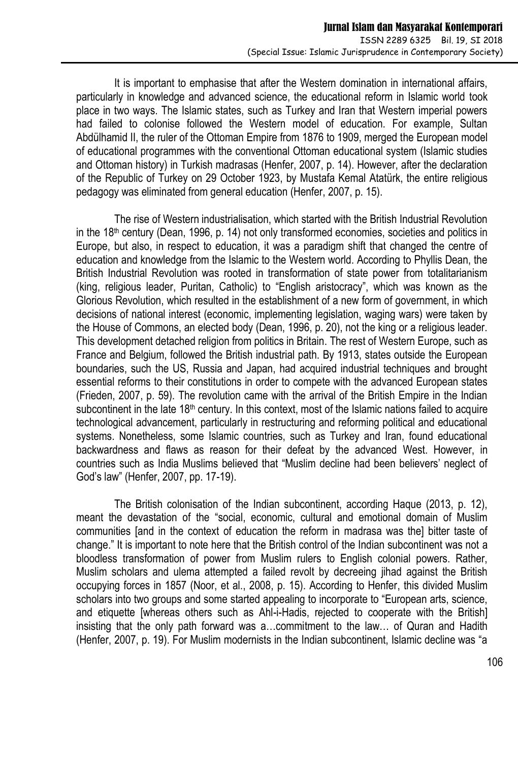It is important to emphasise that after the Western domination in international affairs, particularly in knowledge and advanced science, the educational reform in Islamic world took place in two ways. The Islamic states, such as Turkey and Iran that Western imperial powers had failed to colonise followed the Western model of education. For example, Sultan Abdülhamid II, the ruler of the Ottoman Empire from 1876 to 1909, merged the European model of educational programmes with the conventional Ottoman educational system (Islamic studies and Ottoman history) in Turkish madrasas (Henfer, 2007, p. 14). However, after the declaration of the Republic of Turkey on 29 October 1923, by Mustafa Kemal Atatürk, the entire religious pedagogy was eliminated from general education (Henfer, 2007, p. 15).

The rise of Western industrialisation, which started with the British Industrial Revolution in the 18th century (Dean, 1996, p. 14) not only transformed economies, societies and politics in Europe, but also, in respect to education, it was a paradigm shift that changed the centre of education and knowledge from the Islamic to the Western world. According to Phyllis Dean, the British Industrial Revolution was rooted in transformation of state power from totalitarianism (king, religious leader, Puritan, Catholic) to "English aristocracy", which was known as the Glorious Revolution, which resulted in the establishment of a new form of government, in which decisions of national interest (economic, implementing legislation, waging wars) were taken by the House of Commons, an elected body (Dean, 1996, p. 20), not the king or a religious leader. This development detached religion from politics in Britain. The rest of Western Europe, such as France and Belgium, followed the British industrial path. By 1913, states outside the European boundaries, such the US, Russia and Japan, had acquired industrial techniques and brought essential reforms to their constitutions in order to compete with the advanced European states (Frieden, 2007, p. 59). The revolution came with the arrival of the British Empire in the Indian subcontinent in the late 18th century. In this context, most of the Islamic nations failed to acquire technological advancement, particularly in restructuring and reforming political and educational systems. Nonetheless, some Islamic countries, such as Turkey and Iran, found educational backwardness and flaws as reason for their defeat by the advanced West. However, in countries such as India Muslims believed that "Muslim decline had been believers' neglect of God's law" (Henfer, 2007, pp. 17-19).

The British colonisation of the Indian subcontinent, according Haque (2013, p. 12), meant the devastation of the "social, economic, cultural and emotional domain of Muslim communities [and in the context of education the reform in madrasa was the] bitter taste of change." It is important to note here that the British control of the Indian subcontinent was not a bloodless transformation of power from Muslim rulers to English colonial powers. Rather, Muslim scholars and ulema attempted a failed revolt by decreeing jihad against the British occupying forces in 1857 (Noor, et al., 2008, p. 15). According to Henfer, this divided Muslim scholars into two groups and some started appealing to incorporate to "European arts, science, and etiquette [whereas others such as Ahl-i-Hadis, rejected to cooperate with the British] insisting that the only path forward was a…commitment to the law… of Quran and Hadith (Henfer, 2007, p. 19). For Muslim modernists in the Indian subcontinent, Islamic decline was "a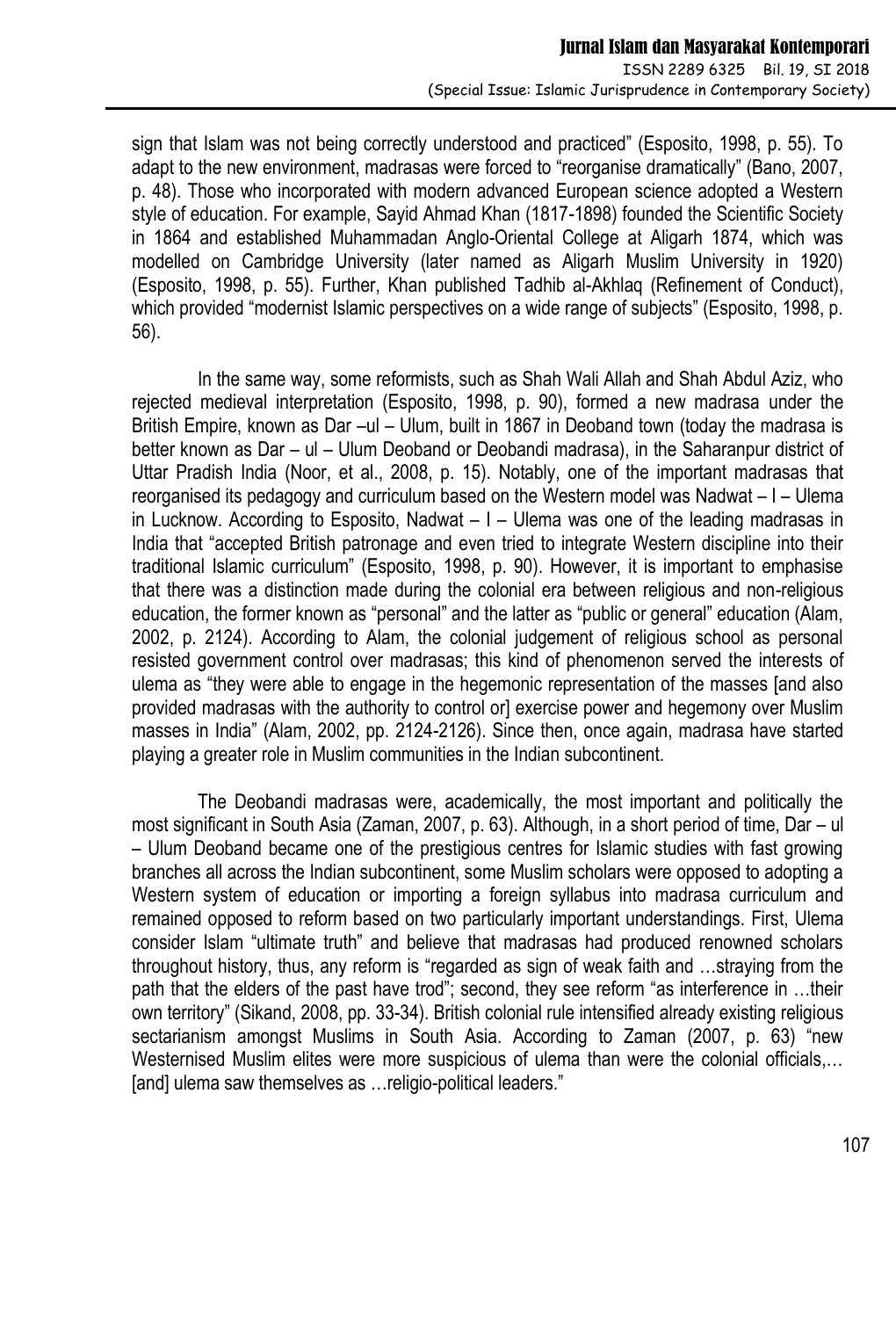sign that Islam was not being correctly understood and practiced" (Esposito, 1998, p. 55). To adapt to the new environment, madrasas were forced to "reorganise dramatically" (Bano, 2007, p. 48). Those who incorporated with modern advanced European science adopted a Western style of education. For example, Sayid Ahmad Khan (1817-1898) founded the Scientific Society in 1864 and established Muhammadan Anglo-Oriental College at Aligarh 1874, which was modelled on Cambridge University (later named as Aligarh Muslim University in 1920) (Esposito, 1998, p. 55). Further, Khan published Tadhib al-Akhlaq (Refinement of Conduct), which provided "modernist Islamic perspectives on a wide range of subjects" (Esposito, 1998, p. 56).

In the same way, some reformists, such as Shah Wali Allah and Shah Abdul Aziz, who rejected medieval interpretation (Esposito, 1998, p. 90), formed a new madrasa under the British Empire, known as Dar –ul – Ulum, built in 1867 in Deoband town (today the madrasa is better known as Dar – ul – Ulum Deoband or Deobandi madrasa), in the Saharanpur district of Uttar Pradish India (Noor, et al., 2008, p. 15). Notably, one of the important madrasas that reorganised its pedagogy and curriculum based on the Western model was Nadwat – I – Ulema in Lucknow. According to Esposito, Nadwat – I – Ulema was one of the leading madrasas in India that "accepted British patronage and even tried to integrate Western discipline into their traditional Islamic curriculum" (Esposito, 1998, p. 90). However, it is important to emphasise that there was a distinction made during the colonial era between religious and non-religious education, the former known as "personal" and the latter as "public or general" education (Alam, 2002, p. 2124). According to Alam, the colonial judgement of religious school as personal resisted government control over madrasas; this kind of phenomenon served the interests of ulema as "they were able to engage in the hegemonic representation of the masses [and also provided madrasas with the authority to control or] exercise power and hegemony over Muslim masses in India" (Alam, 2002, pp. 2124-2126). Since then, once again, madrasa have started playing a greater role in Muslim communities in the Indian subcontinent.

The Deobandi madrasas were, academically, the most important and politically the most significant in South Asia (Zaman, 2007, p. 63). Although, in a short period of time, Dar – ul – Ulum Deoband became one of the prestigious centres for Islamic studies with fast growing branches all across the Indian subcontinent, some Muslim scholars were opposed to adopting a Western system of education or importing a foreign syllabus into madrasa curriculum and remained opposed to reform based on two particularly important understandings. First, Ulema consider Islam "ultimate truth" and believe that madrasas had produced renowned scholars throughout history, thus, any reform is "regarded as sign of weak faith and …straying from the path that the elders of the past have trod"; second, they see reform "as interference in …their own territory" (Sikand, 2008, pp. 33-34). British colonial rule intensified already existing religious sectarianism amongst Muslims in South Asia. According to Zaman (2007, p. 63) "new Westernised Muslim elites were more suspicious of ulema than were the colonial officials,… [and] ulema saw themselves as …religio-political leaders."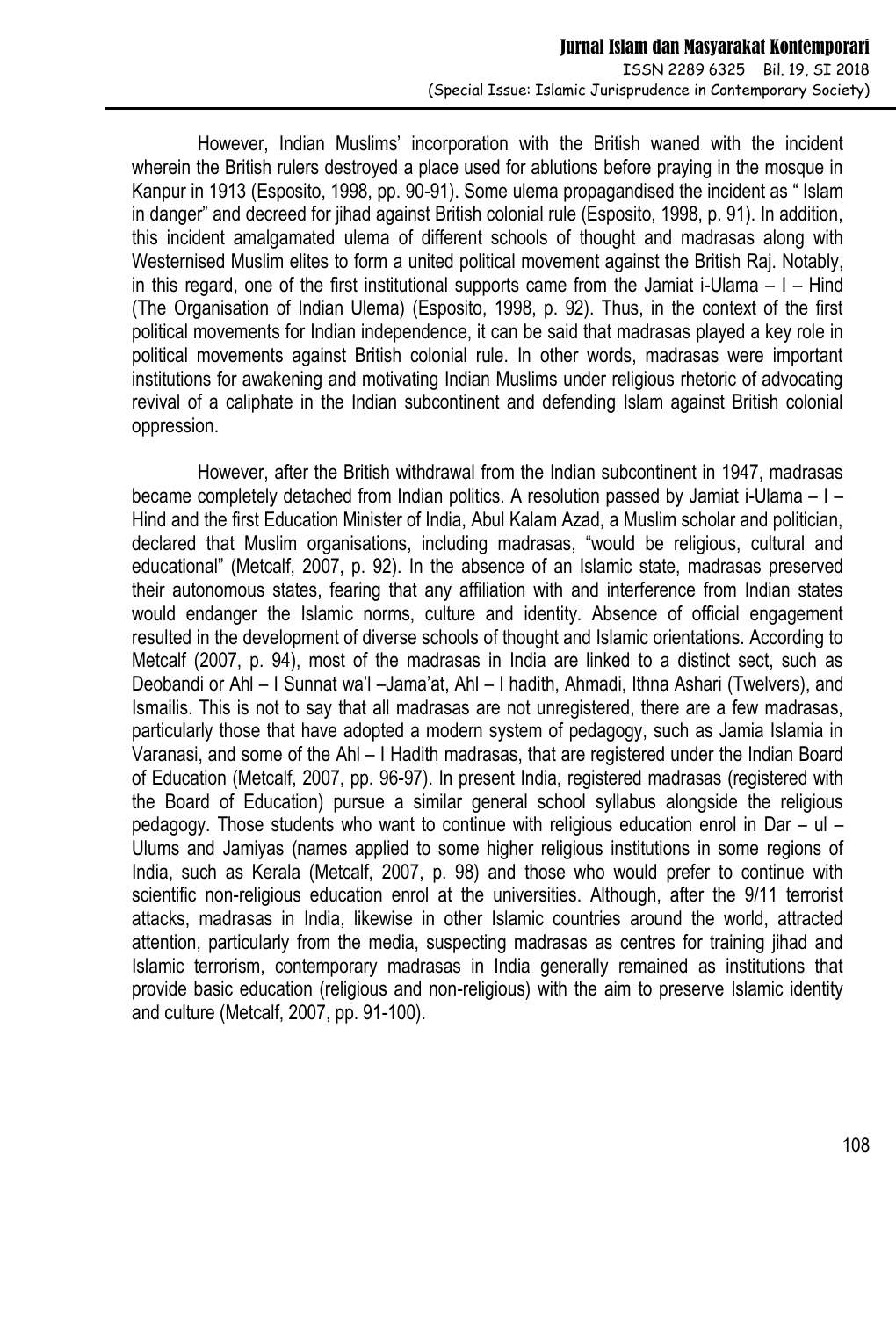However, Indian Muslims' incorporation with the British waned with the incident wherein the British rulers destroyed a place used for ablutions before praying in the mosque in Kanpur in 1913 (Esposito, 1998, pp. 90-91). Some ulema propagandised the incident as " Islam in danger" and decreed for jihad against British colonial rule (Esposito, 1998, p. 91). In addition, this incident amalgamated ulema of different schools of thought and madrasas along with Westernised Muslim elites to form a united political movement against the British Raj. Notably, in this regard, one of the first institutional supports came from the Jamiat i-Ulama – I – Hind (The Organisation of Indian Ulema) (Esposito, 1998, p. 92). Thus, in the context of the first political movements for Indian independence, it can be said that madrasas played a key role in political movements against British colonial rule. In other words, madrasas were important institutions for awakening and motivating Indian Muslims under religious rhetoric of advocating revival of a caliphate in the Indian subcontinent and defending Islam against British colonial oppression.

However, after the British withdrawal from the Indian subcontinent in 1947, madrasas became completely detached from Indian politics. A resolution passed by Jamiat i-Ulama – I – Hind and the first Education Minister of India, Abul Kalam Azad, a Muslim scholar and politician, declared that Muslim organisations, including madrasas, "would be religious, cultural and educational" (Metcalf, 2007, p. 92). In the absence of an Islamic state, madrasas preserved their autonomous states, fearing that any affiliation with and interference from Indian states would endanger the Islamic norms, culture and identity. Absence of official engagement resulted in the development of diverse schools of thought and Islamic orientations. According to Metcalf (2007, p. 94), most of the madrasas in India are linked to a distinct sect, such as Deobandi or Ahl – I Sunnat wa'l –Jama'at, Ahl – I hadith, Ahmadi, Ithna Ashari (Twelvers), and Ismailis. This is not to say that all madrasas are not unregistered, there are a few madrasas, particularly those that have adopted a modern system of pedagogy, such as Jamia Islamia in Varanasi, and some of the Ahl – I Hadith madrasas, that are registered under the Indian Board of Education (Metcalf, 2007, pp. 96-97). In present India, registered madrasas (registered with the Board of Education) pursue a similar general school syllabus alongside the religious pedagogy. Those students who want to continue with religious education enrol in Dar – ul – Ulums and Jamiyas (names applied to some higher religious institutions in some regions of India, such as Kerala (Metcalf, 2007, p. 98) and those who would prefer to continue with scientific non-religious education enrol at the universities. Although, after the 9/11 terrorist attacks, madrasas in India, likewise in other Islamic countries around the world, attracted attention, particularly from the media, suspecting madrasas as centres for training jihad and Islamic terrorism, contemporary madrasas in India generally remained as institutions that provide basic education (religious and non-religious) with the aim to preserve Islamic identity and culture (Metcalf, 2007, pp. 91-100).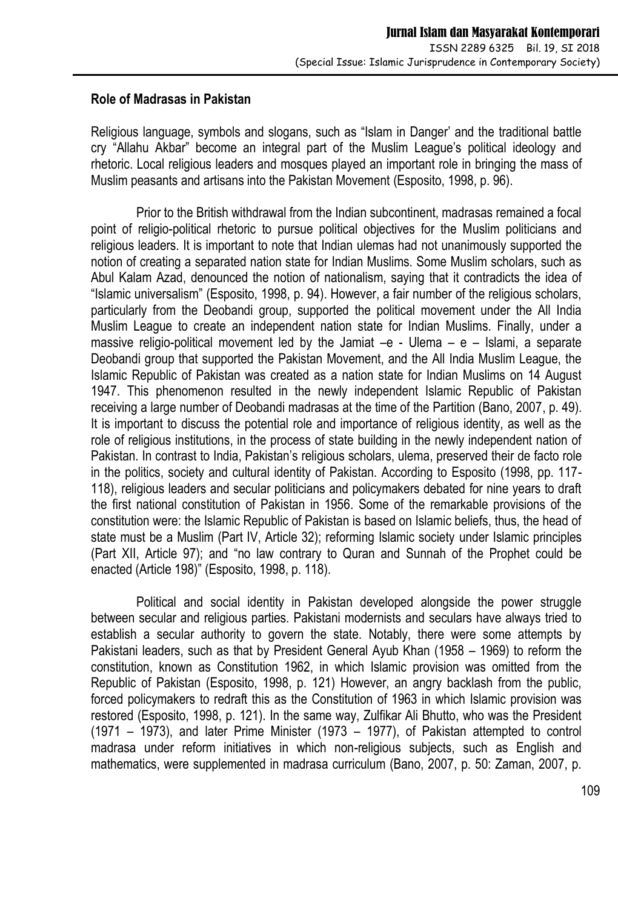**Role of Madrasas in Pakistan**

Religious language, symbols and slogans, such as "Islam in Danger' and the traditional battle cry "Allahu Akbar" become an integral part of the Muslim League's political ideology and rhetoric. Local religious leaders and mosques played an important role in bringing the mass of Muslim peasants and artisans into the Pakistan Movement (Esposito, 1998, p. 96).

Prior to the British withdrawal from the Indian subcontinent, madrasas remained a focal point of religio-political rhetoric to pursue political objectives for the Muslim politicians and religious leaders. It is important to note that Indian ulemas had not unanimously supported the notion of creating a separated nation state for Indian Muslims. Some Muslim scholars, such as Abul Kalam Azad, denounced the notion of nationalism, saying that it contradicts the idea of "Islamic universalism" (Esposito, 1998, p. 94). However, a fair number of the religious scholars, particularly from the Deobandi group, supported the political movement under the All India Muslim League to create an independent nation state for Indian Muslims. Finally, under a massive religio-political movement led by the Jamiat –e - Ulema – e – Islami, a separate Deobandi group that supported the Pakistan Movement, and the All India Muslim League, the Islamic Republic of Pakistan was created as a nation state for Indian Muslims on 14 August 1947. This phenomenon resulted in the newly independent Islamic Republic of Pakistan receiving a large number of Deobandi madrasas at the time of the Partition (Bano, 2007, p. 49). It is important to discuss the potential role and importance of religious identity, as well as the role of religious institutions, in the process of state building in the newly independent nation of Pakistan. In contrast to India, Pakistan's religious scholars, ulema, preserved their de facto role in the politics, society and cultural identity of Pakistan. According to Esposito (1998, pp. 117-118), religious leaders and secular politicians and policymakers debated for nine years to draft the first national constitution of Pakistan in 1956. Some of the remarkable provisions of the constitution were: the Islamic Republic of Pakistan is based on Islamic beliefs, thus, the head of state must be a Muslim (Part IV, Article 32); reforming Islamic society under Islamic principles (Part XII, Article 97); and "no law contrary to Quran and Sunnah of the Prophet could be enacted (Article 198)" (Esposito, 1998, p. 118).

Political and social identity in Pakistan developed alongside the power struggle between secular and religious parties. Pakistani modernists and seculars have always tried to establish a secular authority to govern the state. Notably, there were some attempts by Pakistani leaders, such as that by President General Ayub Khan (1958 – 1969) to reform the constitution, known as Constitution 1962, in which Islamic provision was omitted from the Republic of Pakistan (Esposito, 1998, p. 121) However, an angry backlash from the public, forced policymakers to redraft this as the Constitution of 1963 in which Islamic provision was restored (Esposito, 1998, p. 121). In the same way, Zulfikar Ali Bhutto, who was the President (1971 – 1973), and later Prime Minister (1973 – 1977), of Pakistan attempted to control madrasa under reform initiatives in which non-religious subjects, such as English and mathematics, were supplemented in madrasa curriculum (Bano, 2007, p. 50: Zaman, 2007, p.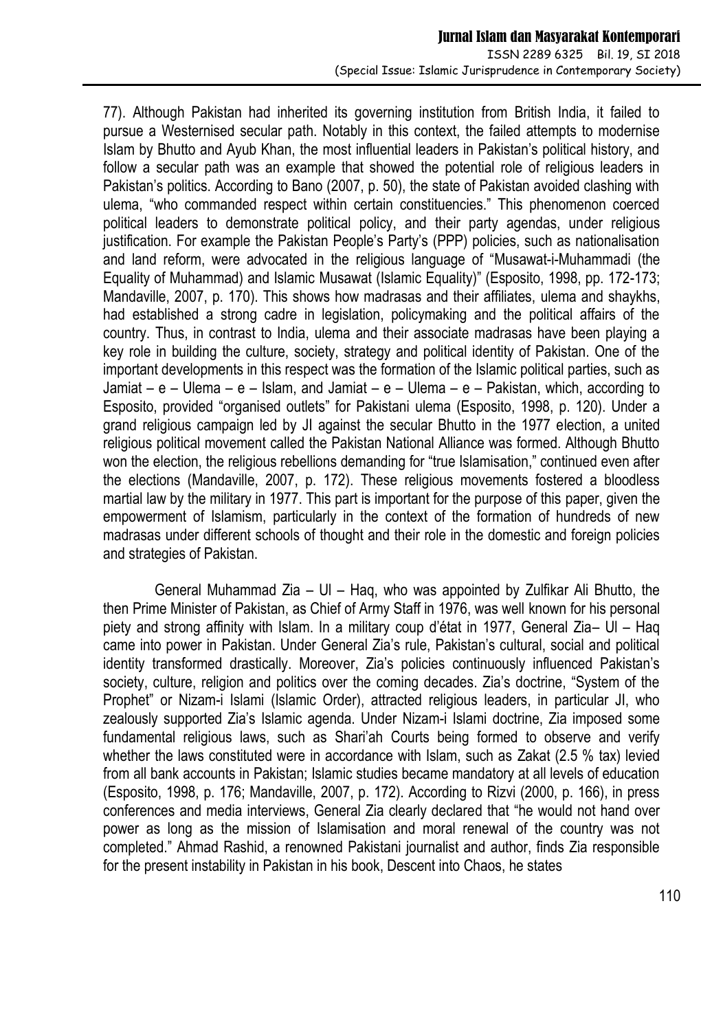77). Although Pakistan had inherited its governing institution from British India, it failed to pursue a Westernised secular path. Notably in this context, the failed attempts to modernise Islam by Bhutto and Ayub Khan, the most influential leaders in Pakistan's political history, and follow a secular path was an example that showed the potential role of religious leaders in Pakistan's politics. According to Bano (2007, p. 50), the state of Pakistan avoided clashing with ulema, "who commanded respect within certain constituencies." This phenomenon coerced political leaders to demonstrate political policy, and their party agendas, under religious justification. For example the Pakistan People's Party's (PPP) policies, such as nationalisation and land reform, were advocated in the religious language of "Musawat-i-Muhammadi (the Equality of Muhammad) and Islamic Musawat (Islamic Equality)" (Esposito, 1998, pp. 172-173; Mandaville, 2007, p. 170). This shows how madrasas and their affiliates, ulema and shaykhs, had established a strong cadre in legislation, policymaking and the political affairs of the country. Thus, in contrast to India, ulema and their associate madrasas have been playing a key role in building the culture, society, strategy and political identity of Pakistan. One of the important developments in this respect was the formation of the Islamic political parties, such as Jamiat – e – Ulema – e – Islam, and Jamiat – e – Ulema – e – Pakistan, which, according to Esposito, provided "organised outlets" for Pakistani ulema (Esposito, 1998, p. 120). Under a grand religious campaign led by JI against the secular Bhutto in the 1977 election, a united religious political movement called the Pakistan National Alliance was formed. Although Bhutto won the election, the religious rebellions demanding for "true Islamisation," continued even after the elections (Mandaville, 2007, p. 172). These religious movements fostered a bloodless martial law by the military in 1977. This part is important for the purpose of this paper, given the empowerment of Islamism, particularly in the context of the formation of hundreds of new madrasas under different schools of thought and their role in the domestic and foreign policies and strategies of Pakistan.

General Muhammad Zia – Ul – Haq, who was appointed by Zulfikar Ali Bhutto, the then Prime Minister of Pakistan, as Chief of Army Staff in 1976, was well known for his personal piety and strong affinity with Islam. In a military coup d'état in 1977, General Zia– Ul – Haq came into power in Pakistan. Under General Zia's rule, Pakistan's cultural, social and political identity transformed drastically. Moreover, Zia's policies continuously influenced Pakistan's society, culture, religion and politics over the coming decades. Zia's doctrine, "System of the Prophet" or Nizam-i Islami (Islamic Order), attracted religious leaders, in particular JI, who zealously supported Zia's Islamic agenda. Under Nizam-i Islami doctrine, Zia imposed some fundamental religious laws, such as Shari'ah Courts being formed to observe and verify whether the laws constituted were in accordance with Islam, such as Zakat (2.5 % tax) levied from all bank accounts in Pakistan; Islamic studies became mandatory at all levels of education (Esposito, 1998, p. 176; Mandaville, 2007, p. 172). According to Rizvi (2000, p. 166), in press conferences and media interviews, General Zia clearly declared that "he would not hand over power as long as the mission of Islamisation and moral renewal of the country was not completed." Ahmad Rashid, a renowned Pakistani journalist and author, finds Zia responsible for the present instability in Pakistan in his book, Descent into Chaos, he states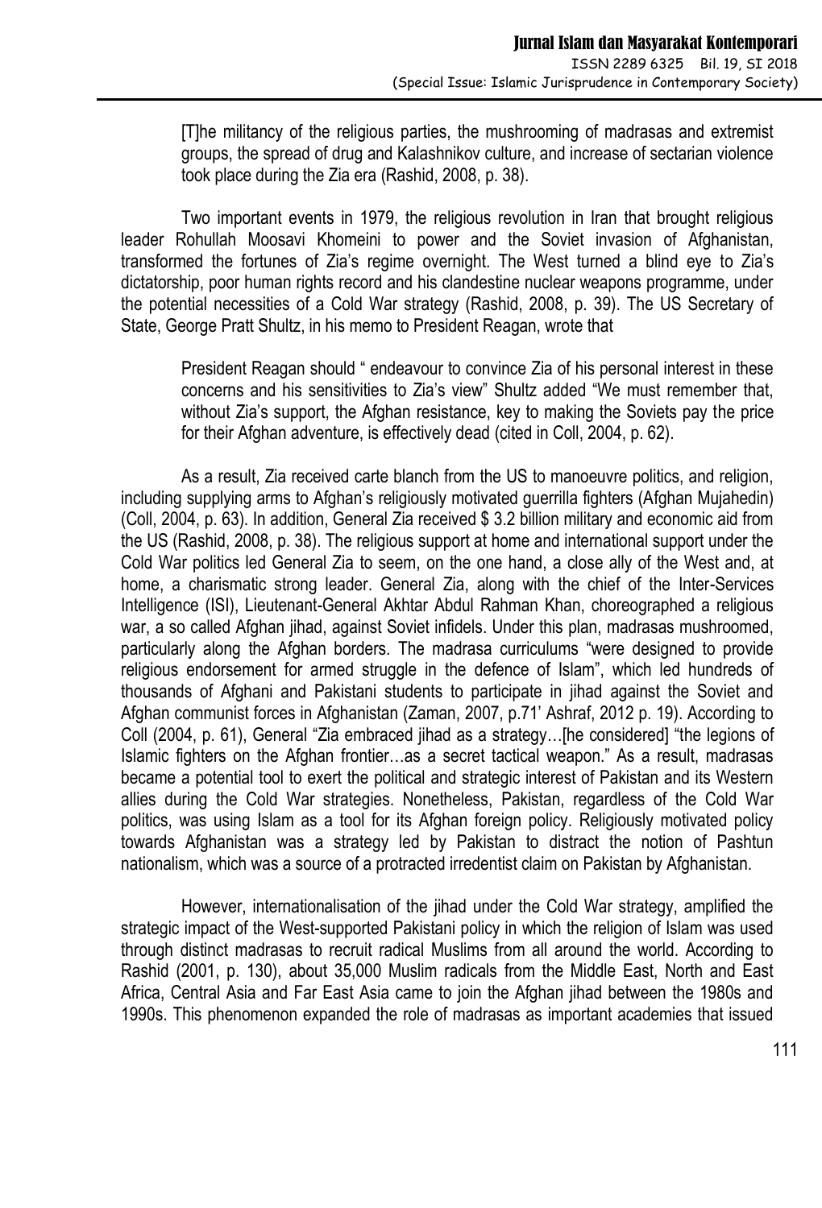> [T]he militancy of the religious parties, the mushrooming of madrasas and extremist groups, the spread of drug and Kalashnikov culture, and increase of sectarian violence took place during the Zia era (Rashid, 2008, p. 38).

Two important events in 1979, the religious revolution in Iran that brought religious leader Rohullah Moosavi Khomeini to power and the Soviet invasion of Afghanistan, transformed the fortunes of Zia's regime overnight. The West turned a blind eye to Zia's dictatorship, poor human rights record and his clandestine nuclear weapons programme, under the potential necessities of a Cold War strategy (Rashid, 2008, p. 39). The US Secretary of State, George Pratt Shultz, in his memo to President Reagan, wrote that

> President Reagan should " endeavour to convince Zia of his personal interest in these concerns and his sensitivities to Zia's view" Shultz added "We must remember that, without Zia's support, the Afghan resistance, key to making the Soviets pay the price for their Afghan adventure, is effectively dead (cited in Coll, 2004, p. 62).

As a result, Zia received carte blanch from the US to manoeuvre politics, and religion, including supplying arms to Afghan's religiously motivated guerrilla fighters (Afghan Mujahedin) (Coll, 2004, p. 63). In addition, General Zia received $ 3.2 billion military and economic aid from the US (Rashid, 2008, p. 38). The religious support at home and international support under the Cold War politics led General Zia to seem, on the one hand, a close ally of the West and, at home, a charismatic strong leader. General Zia, along with the chief of the Inter-Services Intelligence (ISI), Lieutenant-General Akhtar Abdul Rahman Khan, choreographed a religious war, a so called Afghan jihad, against Soviet infidels. Under this plan, madrasas mushroomed, particularly along the Afghan borders. The madrasa curriculums "were designed to provide religious endorsement for armed struggle in the defence of Islam", which led hundreds of thousands of Afghani and Pakistani students to participate in jihad against the Soviet and Afghan communist forces in Afghanistan (Zaman, 2007, p.71' Ashraf, 2012 p. 19). According to Coll (2004, p. 61), General "Zia embraced jihad as a strategy…[he considered] "the legions of Islamic fighters on the Afghan frontier…as a secret tactical weapon." As a result, madrasas became a potential tool to exert the political and strategic interest of Pakistan and its Western allies during the Cold War strategies. Nonetheless, Pakistan, regardless of the Cold War politics, was using Islam as a tool for its Afghan foreign policy. Religiously motivated policy towards Afghanistan was a strategy led by Pakistan to distract the notion of Pashtun nationalism, which was a source of a protracted irredentist claim on Pakistan by Afghanistan.

However, internationalisation of the jihad under the Cold War strategy, amplified the strategic impact of the West-supported Pakistani policy in which the religion of Islam was used through distinct madrasas to recruit radical Muslims from all around the world. According to Rashid (2001, p. 130), about 35,000 Muslim radicals from the Middle East, North and East Africa, Central Asia and Far East Asia came to join the Afghan jihad between the 1980s and 1990s. This phenomenon expanded the role of madrasas as important academies that issued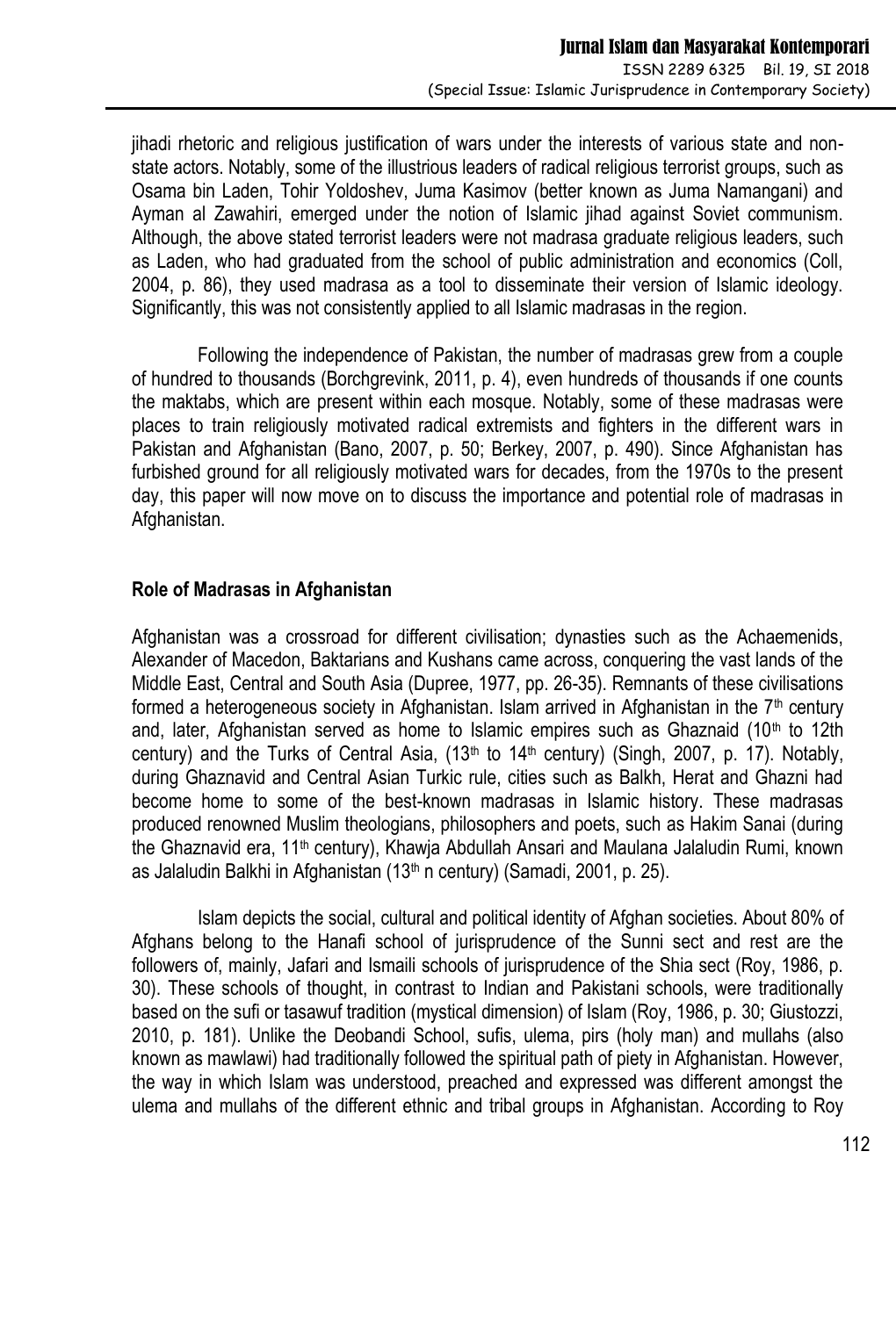jihadi rhetoric and religious justification of wars under the interests of various state and non-state actors. Notably, some of the illustrious leaders of radical religious terrorist groups, such as Osama bin Laden, Tohir Yoldoshev, Juma Kasimov (better known as Juma Namangani) and Ayman al Zawahiri, emerged under the notion of Islamic jihad against Soviet communism. Although, the above stated terrorist leaders were not madrasa graduate religious leaders, such as Laden, who had graduated from the school of public administration and economics (Coll, 2004, p. 86), they used madrasa as a tool to disseminate their version of Islamic ideology. Significantly, this was not consistently applied to all Islamic madrasas in the region.

Following the independence of Pakistan, the number of madrasas grew from a couple of hundred to thousands (Borchgrevink, 2011, p. 4), even hundreds of thousands if one counts the maktabs, which are present within each mosque. Notably, some of these madrasas were places to train religiously motivated radical extremists and fighters in the different wars in Pakistan and Afghanistan (Bano, 2007, p. 50; Berkey, 2007, p. 490). Since Afghanistan has furbished ground for all religiously motivated wars for decades, from the 1970s to the present day, this paper will now move on to discuss the importance and potential role of madrasas in Afghanistan.

## Role of Madrasas in Afghanistan

Afghanistan was a crossroad for different civilisation; dynasties such as the Achaemenids, Alexander of Macedon, Baktarians and Kushans came across, conquering the vast lands of the Middle East, Central and South Asia (Dupree, 1977, pp. 26-35). Remnants of these civilisations formed a heterogeneous society in Afghanistan. Islam arrived in Afghanistan in the 7th century and, later, Afghanistan served as home to Islamic empires such as Ghaznaid (10th to 12th century) and the Turks of Central Asia, (13th to 14th century) (Singh, 2007, p. 17). Notably, during Ghaznavid and Central Asian Turkic rule, cities such as Balkh, Herat and Ghazni had become home to some of the best-known madrasas in Islamic history. These madrasas produced renowned Muslim theologians, philosophers and poets, such as Hakim Sanai (during the Ghaznavid era, 11th century), Khawja Abdullah Ansari and Maulana Jalaludin Rumi, known as Jalaludin Balkhi in Afghanistan (13th n century) (Samadi, 2001, p. 25).

Islam depicts the social, cultural and political identity of Afghan societies. About 80% of Afghans belong to the Hanafi school of jurisprudence of the Sunni sect and rest are the followers of, mainly, Jafari and Ismaili schools of jurisprudence of the Shia sect (Roy, 1986, p. 30). These schools of thought, in contrast to Indian and Pakistani schools, were traditionally based on the sufi or tasawuf tradition (mystical dimension) of Islam (Roy, 1986, p. 30; Giustozzi, 2010, p. 181). Unlike the Deobandi School, sufis, ulema, pirs (holy man) and mullahs (also known as mawlawi) had traditionally followed the spiritual path of piety in Afghanistan. However, the way in which Islam was understood, preached and expressed was different amongst the ulema and mullahs of the different ethnic and tribal groups in Afghanistan. According to Roy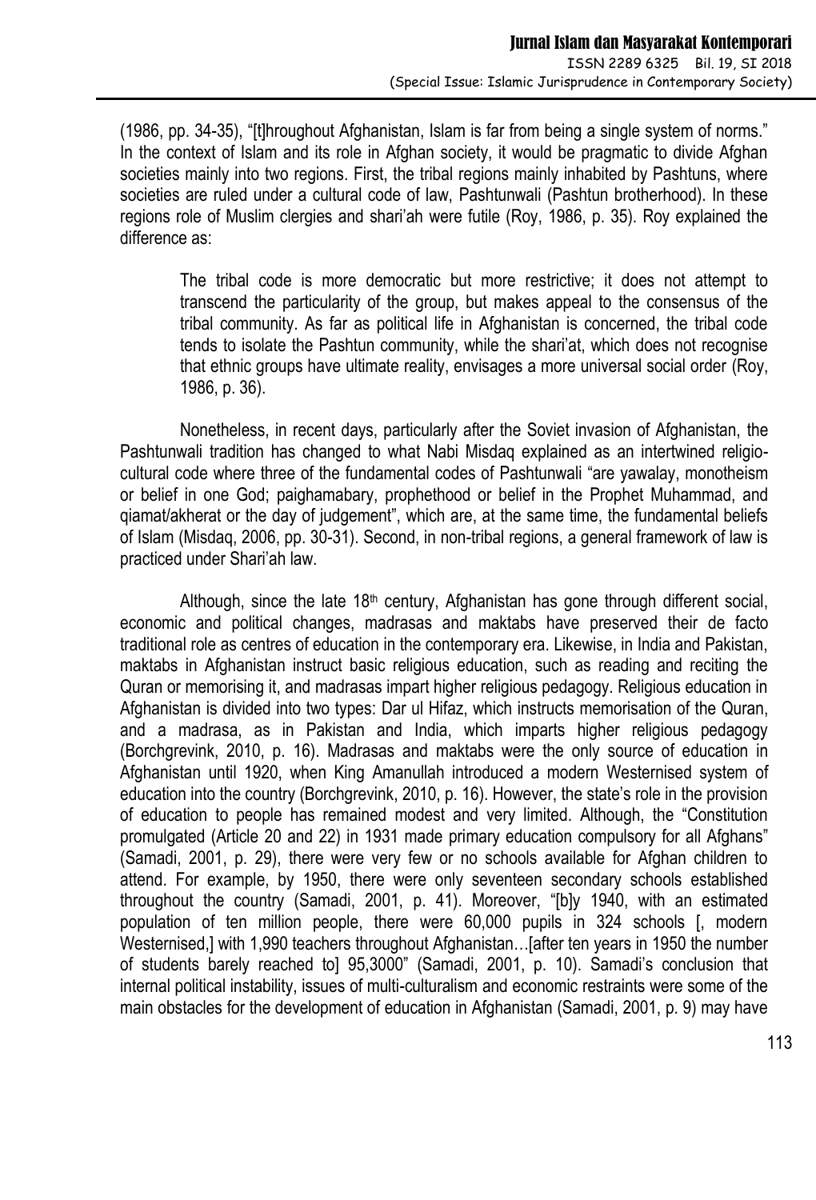(1986, pp. 34-35), "[t]hroughout Afghanistan, Islam is far from being a single system of norms." In the context of Islam and its role in Afghan society, it would be pragmatic to divide Afghan societies mainly into two regions. First, the tribal regions mainly inhabited by Pashtuns, where societies are ruled under a cultural code of law, Pashtunwali (Pashtun brotherhood). In these regions role of Muslim clergies and shari'ah were futile (Roy, 1986, p. 35). Roy explained the difference as:

> The tribal code is more democratic but more restrictive; it does not attempt to transcend the particularity of the group, but makes appeal to the consensus of the tribal community. As far as political life in Afghanistan is concerned, the tribal code tends to isolate the Pashtun community, while the shari'at, which does not recognise that ethnic groups have ultimate reality, envisages a more universal social order (Roy, 1986, p. 36).

Nonetheless, in recent days, particularly after the Soviet invasion of Afghanistan, the Pashtunwali tradition has changed to what Nabi Misdaq explained as an intertwined religio-cultural code where three of the fundamental codes of Pashtunwali "are yawalay, monotheism or belief in one God; paighamabary, prophethood or belief in the Prophet Muhammad, and qiamat/akherat or the day of judgement", which are, at the same time, the fundamental beliefs of Islam (Misdaq, 2006, pp. 30-31). Second, in non-tribal regions, a general framework of law is practiced under Shari'ah law.

Although, since the late 18th century, Afghanistan has gone through different social, economic and political changes, madrasas and maktabs have preserved their de facto traditional role as centres of education in the contemporary era. Likewise, in India and Pakistan, maktabs in Afghanistan instruct basic religious education, such as reading and reciting the Quran or memorising it, and madrasas impart higher religious pedagogy. Religious education in Afghanistan is divided into two types: Dar ul Hifaz, which instructs memorisation of the Quran, and a madrasa, as in Pakistan and India, which imparts higher religious pedagogy (Borchgrevink, 2010, p. 16). Madrasas and maktabs were the only source of education in Afghanistan until 1920, when King Amanullah introduced a modern Westernised system of education into the country (Borchgrevink, 2010, p. 16). However, the state's role in the provision of education to people has remained modest and very limited. Although, the "Constitution promulgated (Article 20 and 22) in 1931 made primary education compulsory for all Afghans" (Samadi, 2001, p. 29), there were very few or no schools available for Afghan children to attend. For example, by 1950, there were only seventeen secondary schools established throughout the country (Samadi, 2001, p. 41). Moreover, "[b]y 1940, with an estimated population of ten million people, there were 60,000 pupils in 324 schools [, modern Westernised,] with 1,990 teachers throughout Afghanistan…[after ten years in 1950 the number of students barely reached to] 95,3000" (Samadi, 2001, p. 10). Samadi's conclusion that internal political instability, issues of multi-culturalism and economic restraints were some of the main obstacles for the development of education in Afghanistan (Samadi, 2001, p. 9) may have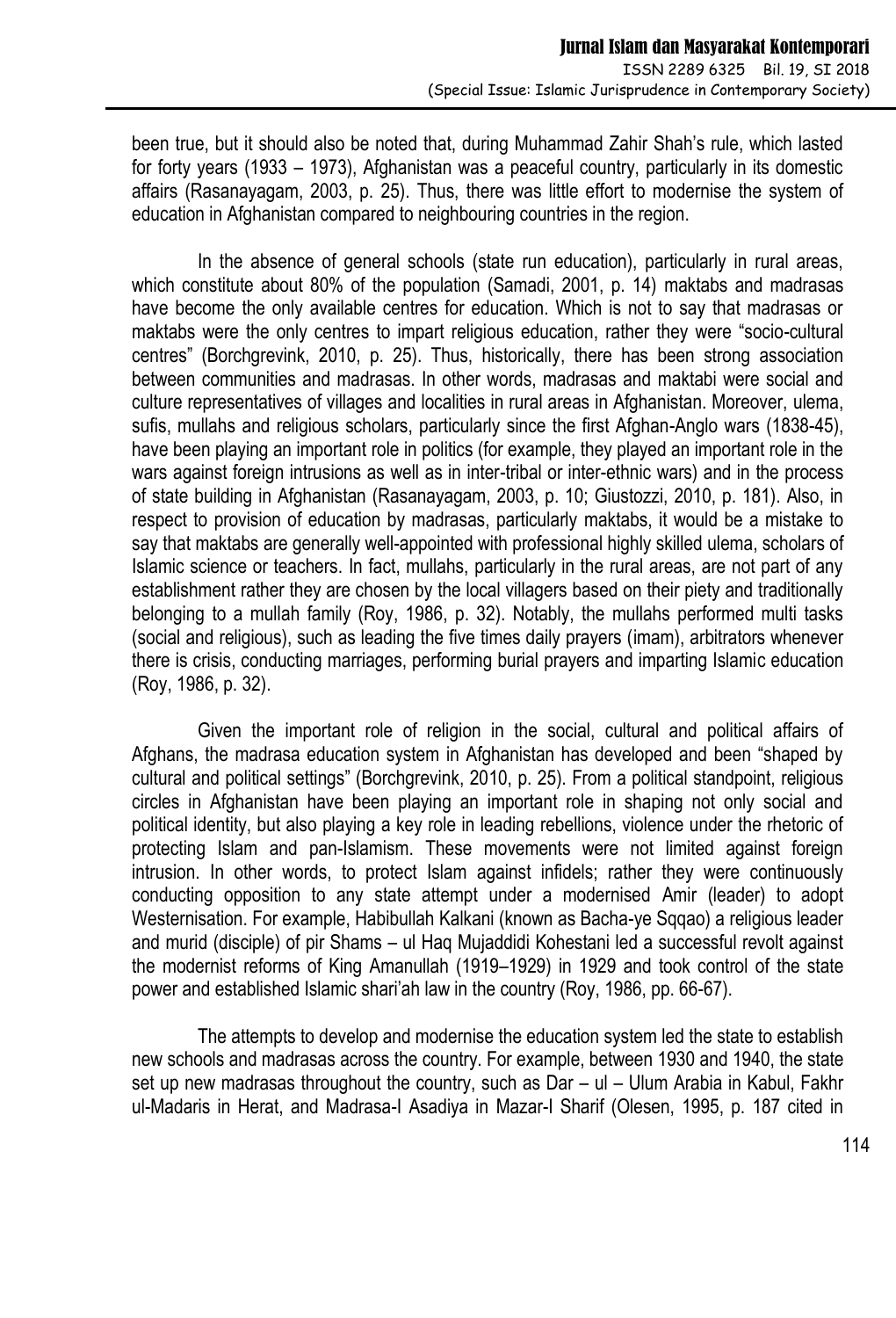been true, but it should also be noted that, during Muhammad Zahir Shah's rule, which lasted for forty years (1933 – 1973), Afghanistan was a peaceful country, particularly in its domestic affairs (Rasanayagam, 2003, p. 25). Thus, there was little effort to modernise the system of education in Afghanistan compared to neighbouring countries in the region.

In the absence of general schools (state run education), particularly in rural areas, which constitute about 80% of the population (Samadi, 2001, p. 14) maktabs and madrasas have become the only available centres for education. Which is not to say that madrasas or maktabs were the only centres to impart religious education, rather they were "socio-cultural centres" (Borchgrevink, 2010, p. 25). Thus, historically, there has been strong association between communities and madrasas. In other words, madrasas and maktabi were social and culture representatives of villages and localities in rural areas in Afghanistan. Moreover, ulema, sufis, mullahs and religious scholars, particularly since the first Afghan-Anglo wars (1838-45), have been playing an important role in politics (for example, they played an important role in the wars against foreign intrusions as well as in inter-tribal or inter-ethnic wars) and in the process of state building in Afghanistan (Rasanayagam, 2003, p. 10; Giustozzi, 2010, p. 181). Also, in respect to provision of education by madrasas, particularly maktabs, it would be a mistake to say that maktabs are generally well-appointed with professional highly skilled ulema, scholars of Islamic science or teachers. In fact, mullahs, particularly in the rural areas, are not part of any establishment rather they are chosen by the local villagers based on their piety and traditionally belonging to a mullah family (Roy, 1986, p. 32). Notably, the mullahs performed multi tasks (social and religious), such as leading the five times daily prayers (imam), arbitrators whenever there is crisis, conducting marriages, performing burial prayers and imparting Islamic education (Roy, 1986, p. 32).

Given the important role of religion in the social, cultural and political affairs of Afghans, the madrasa education system in Afghanistan has developed and been "shaped by cultural and political settings" (Borchgrevink, 2010, p. 25). From a political standpoint, religious circles in Afghanistan have been playing an important role in shaping not only social and political identity, but also playing a key role in leading rebellions, violence under the rhetoric of protecting Islam and pan-Islamism. These movements were not limited against foreign intrusion. In other words, to protect Islam against infidels; rather they were continuously conducting opposition to any state attempt under a modernised Amir (leader) to adopt Westernisation. For example, Habibullah Kalkani (known as Bacha-ye Sqqao) a religious leader and murid (disciple) of pir Shams – ul Haq Mujaddidi Kohestani led a successful revolt against the modernist reforms of King Amanullah (1919–1929) in 1929 and took control of the state power and established Islamic shari'ah law in the country (Roy, 1986, pp. 66-67).

The attempts to develop and modernise the education system led the state to establish new schools and madrasas across the country. For example, between 1930 and 1940, the state set up new madrasas throughout the country, such as Dar – ul – Ulum Arabia in Kabul, Fakhr ul-Madaris in Herat, and Madrasa-I Asadiya in Mazar-I Sharif (Olesen, 1995, p. 187 cited in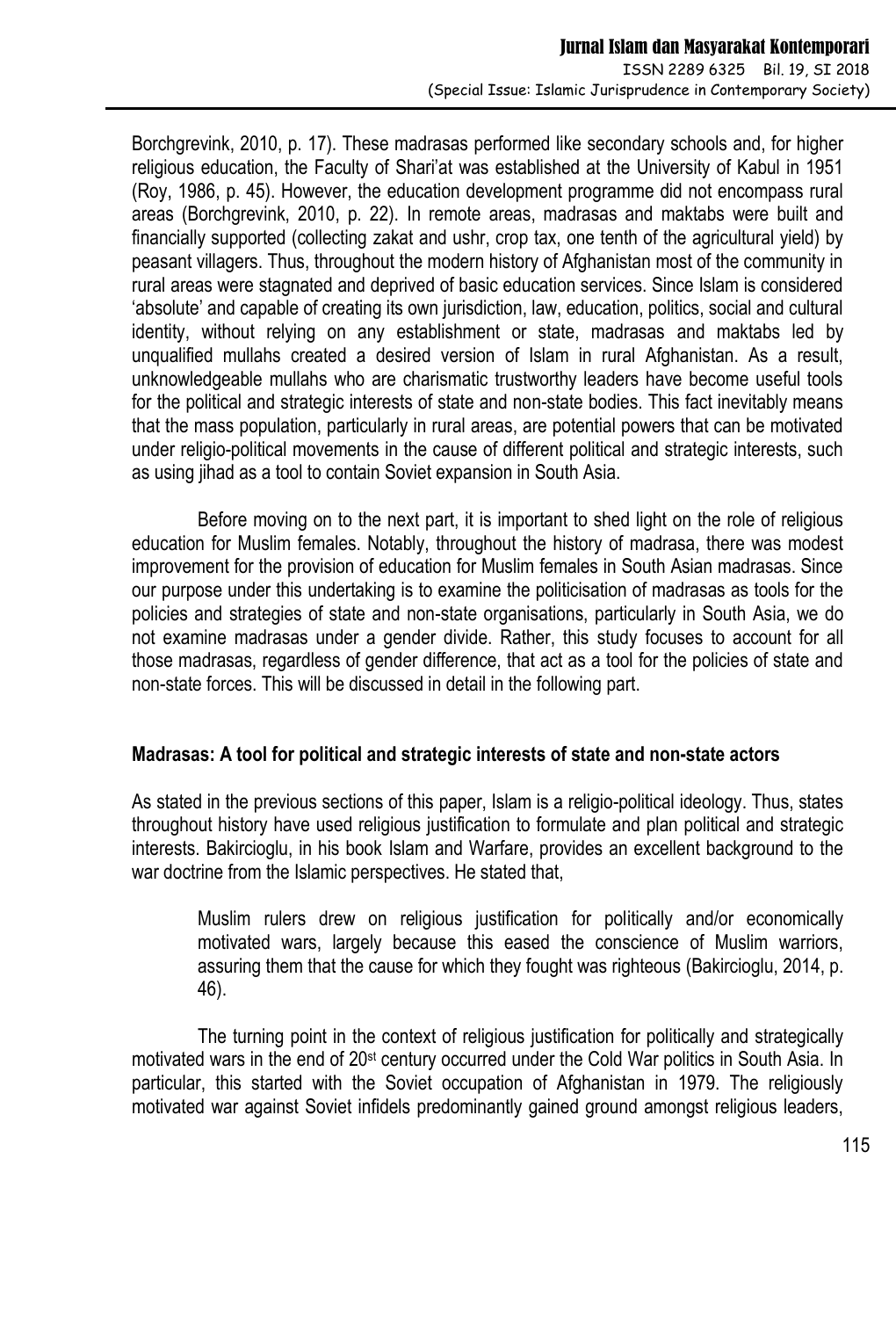Borchgrevink, 2010, p. 17). These madrasas performed like secondary schools and, for higher religious education, the Faculty of Shari'at was established at the University of Kabul in 1951 (Roy, 1986, p. 45). However, the education development programme did not encompass rural areas (Borchgrevink, 2010, p. 22). In remote areas, madrasas and maktabs were built and financially supported (collecting zakat and ushr, crop tax, one tenth of the agricultural yield) by peasant villagers. Thus, throughout the modern history of Afghanistan most of the community in rural areas were stagnated and deprived of basic education services. Since Islam is considered 'absolute' and capable of creating its own jurisdiction, law, education, politics, social and cultural identity, without relying on any establishment or state, madrasas and maktabs led by unqualified mullahs created a desired version of Islam in rural Afghanistan. As a result, unknowledgeable mullahs who are charismatic trustworthy leaders have become useful tools for the political and strategic interests of state and non-state bodies. This fact inevitably means that the mass population, particularly in rural areas, are potential powers that can be motivated under religio-political movements in the cause of different political and strategic interests, such as using jihad as a tool to contain Soviet expansion in South Asia.

Before moving on to the next part, it is important to shed light on the role of religious education for Muslim females. Notably, throughout the history of madrasa, there was modest improvement for the provision of education for Muslim females in South Asian madrasas. Since our purpose under this undertaking is to examine the politicisation of madrasas as tools for the policies and strategies of state and non-state organisations, particularly in South Asia, we do not examine madrasas under a gender divide. Rather, this study focuses to account for all those madrasas, regardless of gender difference, that act as a tool for the policies of state and non-state forces. This will be discussed in detail in the following part.

## Madrasas: A tool for political and strategic interests of state and non-state actors

As stated in the previous sections of this paper, Islam is a religio-political ideology. Thus, states throughout history have used religious justification to formulate and plan political and strategic interests. Bakircioglu, in his book Islam and Warfare, provides an excellent background to the war doctrine from the Islamic perspectives. He stated that,

> Muslim rulers drew on religious justification for politically and/or economically motivated wars, largely because this eased the conscience of Muslim warriors, assuring them that the cause for which they fought was righteous (Bakircioglu, 2014, p. 46).

The turning point in the context of religious justification for politically and strategically motivated wars in the end of 20st century occurred under the Cold War politics in South Asia. In particular, this started with the Soviet occupation of Afghanistan in 1979. The religiously motivated war against Soviet infidels predominantly gained ground amongst religious leaders,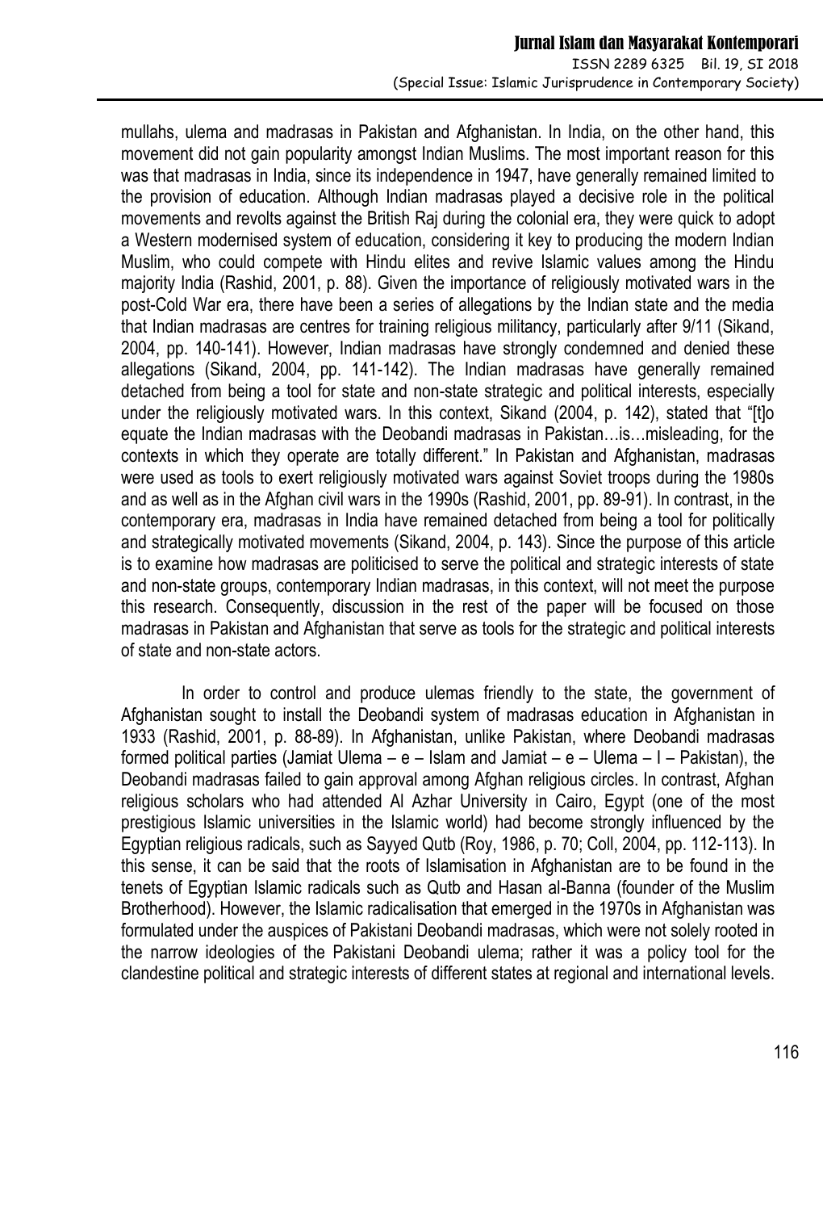mullahs, ulema and madrasas in Pakistan and Afghanistan. In India, on the other hand, this movement did not gain popularity amongst Indian Muslims. The most important reason for this was that madrasas in India, since its independence in 1947, have generally remained limited to the provision of education. Although Indian madrasas played a decisive role in the political movements and revolts against the British Raj during the colonial era, they were quick to adopt a Western modernised system of education, considering it key to producing the modern Indian Muslim, who could compete with Hindu elites and revive Islamic values among the Hindu majority India (Rashid, 2001, p. 88). Given the importance of religiously motivated wars in the post-Cold War era, there have been a series of allegations by the Indian state and the media that Indian madrasas are centres for training religious militancy, particularly after 9/11 (Sikand, 2004, pp. 140-141). However, Indian madrasas have strongly condemned and denied these allegations (Sikand, 2004, pp. 141-142). The Indian madrasas have generally remained detached from being a tool for state and non-state strategic and political interests, especially under the religiously motivated wars. In this context, Sikand (2004, p. 142), stated that "[t]o equate the Indian madrasas with the Deobandi madrasas in Pakistan…is…misleading, for the contexts in which they operate are totally different." In Pakistan and Afghanistan, madrasas were used as tools to exert religiously motivated wars against Soviet troops during the 1980s and as well as in the Afghan civil wars in the 1990s (Rashid, 2001, pp. 89-91). In contrast, in the contemporary era, madrasas in India have remained detached from being a tool for politically and strategically motivated movements (Sikand, 2004, p. 143). Since the purpose of this article is to examine how madrasas are politicised to serve the political and strategic interests of state and non-state groups, contemporary Indian madrasas, in this context, will not meet the purpose this research. Consequently, discussion in the rest of the paper will be focused on those madrasas in Pakistan and Afghanistan that serve as tools for the strategic and political interests of state and non-state actors.

In order to control and produce ulemas friendly to the state, the government of Afghanistan sought to install the Deobandi system of madrasas education in Afghanistan in 1933 (Rashid, 2001, p. 88-89). In Afghanistan, unlike Pakistan, where Deobandi madrasas formed political parties (Jamiat Ulema – e – Islam and Jamiat – e – Ulema – I – Pakistan), the Deobandi madrasas failed to gain approval among Afghan religious circles. In contrast, Afghan religious scholars who had attended Al Azhar University in Cairo, Egypt (one of the most prestigious Islamic universities in the Islamic world) had become strongly influenced by the Egyptian religious radicals, such as Sayyed Qutb (Roy, 1986, p. 70; Coll, 2004, pp. 112-113). In this sense, it can be said that the roots of Islamisation in Afghanistan are to be found in the tenets of Egyptian Islamic radicals such as Qutb and Hasan al-Banna (founder of the Muslim Brotherhood). However, the Islamic radicalisation that emerged in the 1970s in Afghanistan was formulated under the auspices of Pakistani Deobandi madrasas, which were not solely rooted in the narrow ideologies of the Pakistani Deobandi ulema; rather it was a policy tool for the clandestine political and strategic interests of different states at regional and international levels.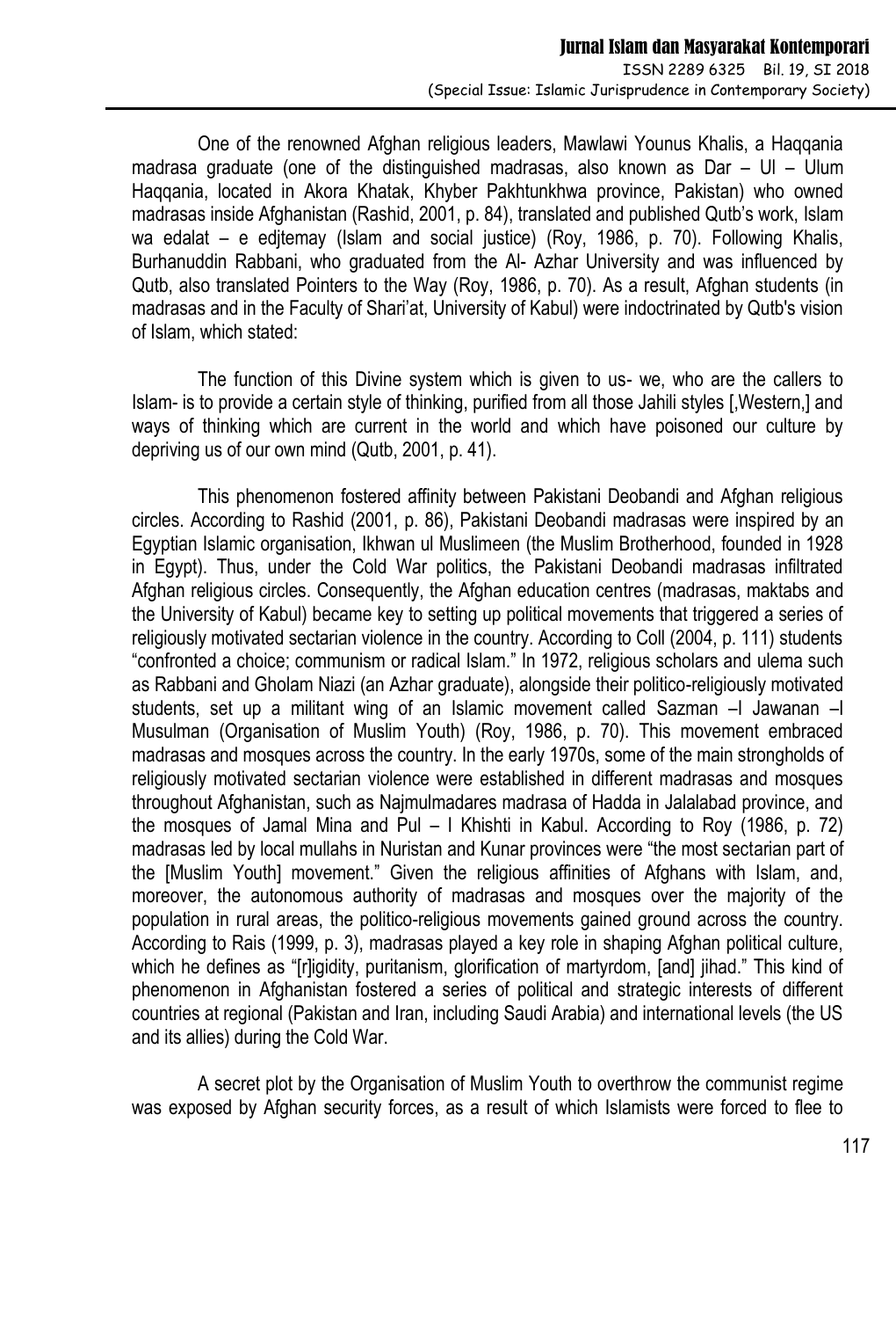One of the renowned Afghan religious leaders, Mawlawi Younus Khalis, a Haqqania madrasa graduate (one of the distinguished madrasas, also known as Dar – Ul – Ulum Haqqania, located in Akora Khatak, Khyber Pakhtunkhwa province, Pakistan) who owned madrasas inside Afghanistan (Rashid, 2001, p. 84), translated and published Qutb's work, Islam wa edalat – e edjtemay (Islam and social justice) (Roy, 1986, p. 70). Following Khalis, Burhanuddin Rabbani, who graduated from the Al- Azhar University and was influenced by Qutb, also translated Pointers to the Way (Roy, 1986, p. 70). As a result, Afghan students (in madrasas and in the Faculty of Shari'at, University of Kabul) were indoctrinated by Qutb's vision of Islam, which stated:

> The function of this Divine system which is given to us- we, who are the callers to Islam- is to provide a certain style of thinking, purified from all those Jahili styles [,Western,] and ways of thinking which are current in the world and which have poisoned our culture by depriving us of our own mind (Qutb, 2001, p. 41).

This phenomenon fostered affinity between Pakistani Deobandi and Afghan religious circles. According to Rashid (2001, p. 86), Pakistani Deobandi madrasas were inspired by an Egyptian Islamic organisation, Ikhwan ul Muslimeen (the Muslim Brotherhood, founded in 1928 in Egypt). Thus, under the Cold War politics, the Pakistani Deobandi madrasas infiltrated Afghan religious circles. Consequently, the Afghan education centres (madrasas, maktabs and the University of Kabul) became key to setting up political movements that triggered a series of religiously motivated sectarian violence in the country. According to Coll (2004, p. 111) students "confronted a choice; communism or radical Islam." In 1972, religious scholars and ulema such as Rabbani and Gholam Niazi (an Azhar graduate), alongside their politico-religiously motivated students, set up a militant wing of an Islamic movement called Sazman –I Jawanan –I Musulman (Organisation of Muslim Youth) (Roy, 1986, p. 70). This movement embraced madrasas and mosques across the country. In the early 1970s, some of the main strongholds of religiously motivated sectarian violence were established in different madrasas and mosques throughout Afghanistan, such as Najmulmadares madrasa of Hadda in Jalalabad province, and the mosques of Jamal Mina and Pul – I Khishti in Kabul. According to Roy (1986, p. 72) madrasas led by local mullahs in Nuristan and Kunar provinces were "the most sectarian part of the [Muslim Youth] movement." Given the religious affinities of Afghans with Islam, and, moreover, the autonomous authority of madrasas and mosques over the majority of the population in rural areas, the politico-religious movements gained ground across the country. According to Rais (1999, p. 3), madrasas played a key role in shaping Afghan political culture, which he defines as "[r]igidity, puritanism, glorification of martyrdom, [and] jihad." This kind of phenomenon in Afghanistan fostered a series of political and strategic interests of different countries at regional (Pakistan and Iran, including Saudi Arabia) and international levels (the US and its allies) during the Cold War.

A secret plot by the Organisation of Muslim Youth to overthrow the communist regime was exposed by Afghan security forces, as a result of which Islamists were forced to flee to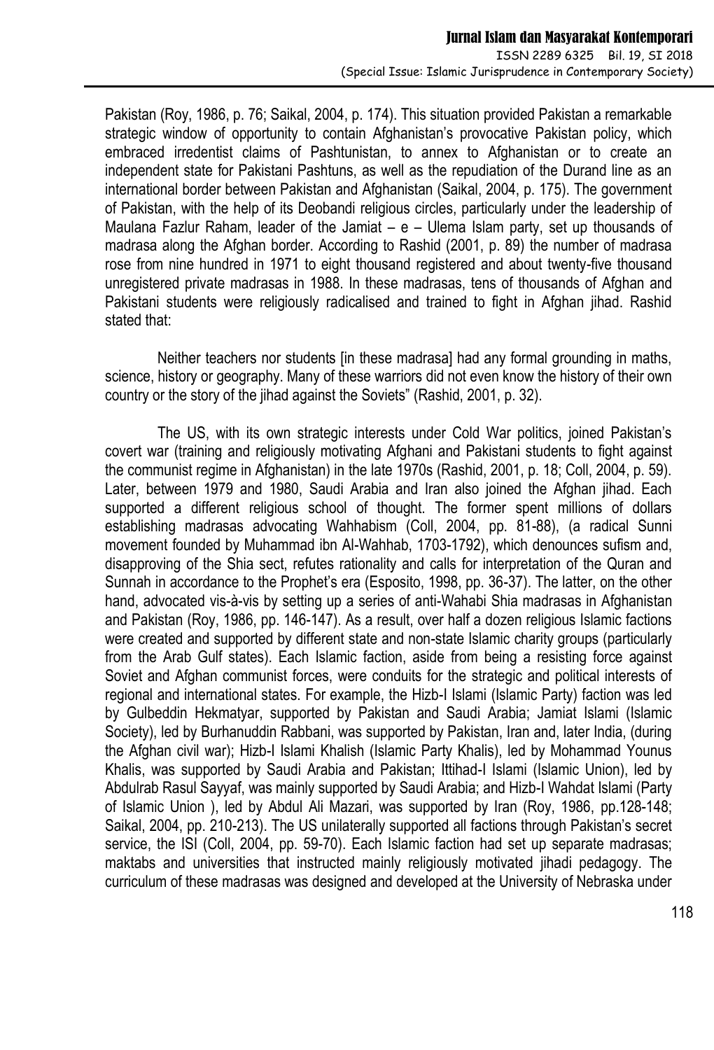Pakistan (Roy, 1986, p. 76; Saikal, 2004, p. 174). This situation provided Pakistan a remarkable strategic window of opportunity to contain Afghanistan's provocative Pakistan policy, which embraced irredentist claims of Pashtunistan, to annex to Afghanistan or to create an independent state for Pakistani Pashtuns, as well as the repudiation of the Durand line as an international border between Pakistan and Afghanistan (Saikal, 2004, p. 175). The government of Pakistan, with the help of its Deobandi religious circles, particularly under the leadership of Maulana Fazlur Raham, leader of the Jamiat – e – Ulema Islam party, set up thousands of madrasa along the Afghan border. According to Rashid (2001, p. 89) the number of madrasa rose from nine hundred in 1971 to eight thousand registered and about twenty-five thousand unregistered private madrasas in 1988. In these madrasas, tens of thousands of Afghan and Pakistani students were religiously radicalised and trained to fight in Afghan jihad. Rashid stated that:

> Neither teachers nor students [in these madrasa] had any formal grounding in maths, science, history or geography. Many of these warriors did not even know the history of their own country or the story of the jihad against the Soviets" (Rashid, 2001, p. 32).

The US, with its own strategic interests under Cold War politics, joined Pakistan's covert war (training and religiously motivating Afghani and Pakistani students to fight against the communist regime in Afghanistan) in the late 1970s (Rashid, 2001, p. 18; Coll, 2004, p. 59). Later, between 1979 and 1980, Saudi Arabia and Iran also joined the Afghan jihad. Each supported a different religious school of thought. The former spent millions of dollars establishing madrasas advocating Wahhabism (Coll, 2004, pp. 81-88), (a radical Sunni movement founded by Muhammad ibn Al-Wahhab, 1703-1792), which denounces sufism and, disapproving of the Shia sect, refutes rationality and calls for interpretation of the Quran and Sunnah in accordance to the Prophet's era (Esposito, 1998, pp. 36-37). The latter, on the other hand, advocated vis-à-vis by setting up a series of anti-Wahabi Shia madrasas in Afghanistan and Pakistan (Roy, 1986, pp. 146-147). As a result, over half a dozen religious Islamic factions were created and supported by different state and non-state Islamic charity groups (particularly from the Arab Gulf states). Each Islamic faction, aside from being a resisting force against Soviet and Afghan communist forces, were conduits for the strategic and political interests of regional and international states. For example, the Hizb-I Islami (Islamic Party) faction was led by Gulbeddin Hekmatyar, supported by Pakistan and Saudi Arabia; Jamiat Islami (Islamic Society), led by Burhanuddin Rabbani, was supported by Pakistan, Iran and, later India, (during the Afghan civil war); Hizb-I Islami Khalish (Islamic Party Khalis), led by Mohammad Younus Khalis, was supported by Saudi Arabia and Pakistan; Ittihad-I Islami (Islamic Union), led by Abdulrab Rasul Sayyaf, was mainly supported by Saudi Arabia; and Hizb-I Wahdat Islami (Party of Islamic Union ), led by Abdul Ali Mazari, was supported by Iran (Roy, 1986, pp.128-148; Saikal, 2004, pp. 210-213). The US unilaterally supported all factions through Pakistan's secret service, the ISI (Coll, 2004, pp. 59-70). Each Islamic faction had set up separate madrasas; maktabs and universities that instructed mainly religiously motivated jihadi pedagogy. The curriculum of these madrasas was designed and developed at the University of Nebraska under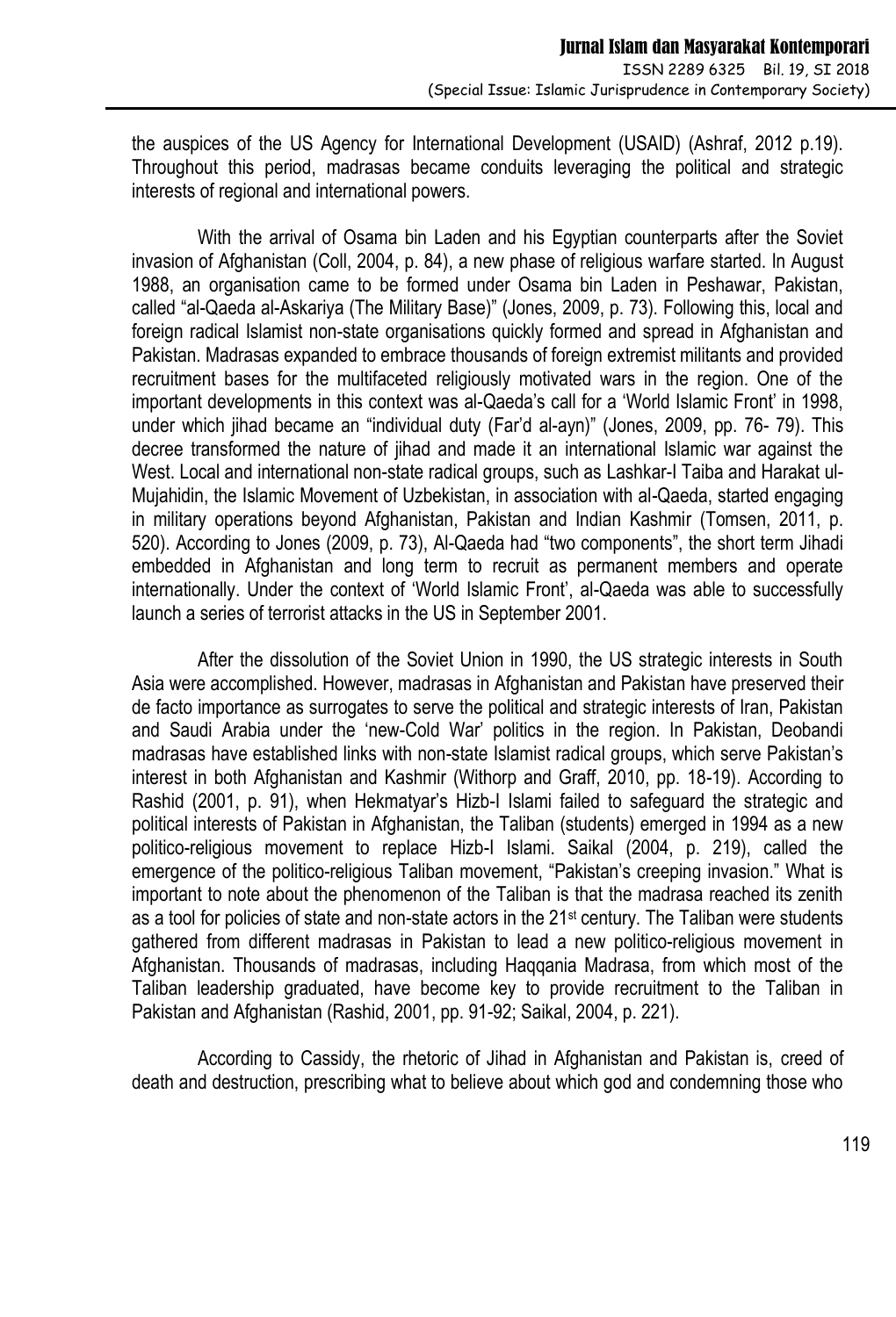the auspices of the US Agency for International Development (USAID) (Ashraf, 2012 p.19). Throughout this period, madrasas became conduits leveraging the political and strategic interests of regional and international powers.

With the arrival of Osama bin Laden and his Egyptian counterparts after the Soviet invasion of Afghanistan (Coll, 2004, p. 84), a new phase of religious warfare started. In August 1988, an organisation came to be formed under Osama bin Laden in Peshawar, Pakistan, called "al-Qaeda al-Askariya (The Military Base)" (Jones, 2009, p. 73). Following this, local and foreign radical Islamist non-state organisations quickly formed and spread in Afghanistan and Pakistan. Madrasas expanded to embrace thousands of foreign extremist militants and provided recruitment bases for the multifaceted religiously motivated wars in the region. One of the important developments in this context was al-Qaeda's call for a 'World Islamic Front' in 1998, under which jihad became an "individual duty (Far'd al-ayn)" (Jones, 2009, pp. 76- 79). This decree transformed the nature of jihad and made it an international Islamic war against the West. Local and international non-state radical groups, such as Lashkar-I Taiba and Harakat ul-Mujahidin, the Islamic Movement of Uzbekistan, in association with al-Qaeda, started engaging in military operations beyond Afghanistan, Pakistan and Indian Kashmir (Tomsen, 2011, p. 520). According to Jones (2009, p. 73), Al-Qaeda had "two components", the short term Jihadi embedded in Afghanistan and long term to recruit as permanent members and operate internationally. Under the context of 'World Islamic Front', al-Qaeda was able to successfully launch a series of terrorist attacks in the US in September 2001.

After the dissolution of the Soviet Union in 1990, the US strategic interests in South Asia were accomplished. However, madrasas in Afghanistan and Pakistan have preserved their de facto importance as surrogates to serve the political and strategic interests of Iran, Pakistan and Saudi Arabia under the 'new-Cold War' politics in the region. In Pakistan, Deobandi madrasas have established links with non-state Islamist radical groups, which serve Pakistan's interest in both Afghanistan and Kashmir (Withorp and Graff, 2010, pp. 18-19). According to Rashid (2001, p. 91), when Hekmatyar's Hizb-I Islami failed to safeguard the strategic and political interests of Pakistan in Afghanistan, the Taliban (students) emerged in 1994 as a new politico-religious movement to replace Hizb-I Islami. Saikal (2004, p. 219), called the emergence of the politico-religious Taliban movement, "Pakistan's creeping invasion." What is important to note about the phenomenon of the Taliban is that the madrasa reached its zenith as a tool for policies of state and non-state actors in the 21st century. The Taliban were students gathered from different madrasas in Pakistan to lead a new politico-religious movement in Afghanistan. Thousands of madrasas, including Haqqania Madrasa, from which most of the Taliban leadership graduated, have become key to provide recruitment to the Taliban in Pakistan and Afghanistan (Rashid, 2001, pp. 91-92; Saikal, 2004, p. 221).

According to Cassidy, the rhetoric of Jihad in Afghanistan and Pakistan is, creed of death and destruction, prescribing what to believe about which god and condemning those who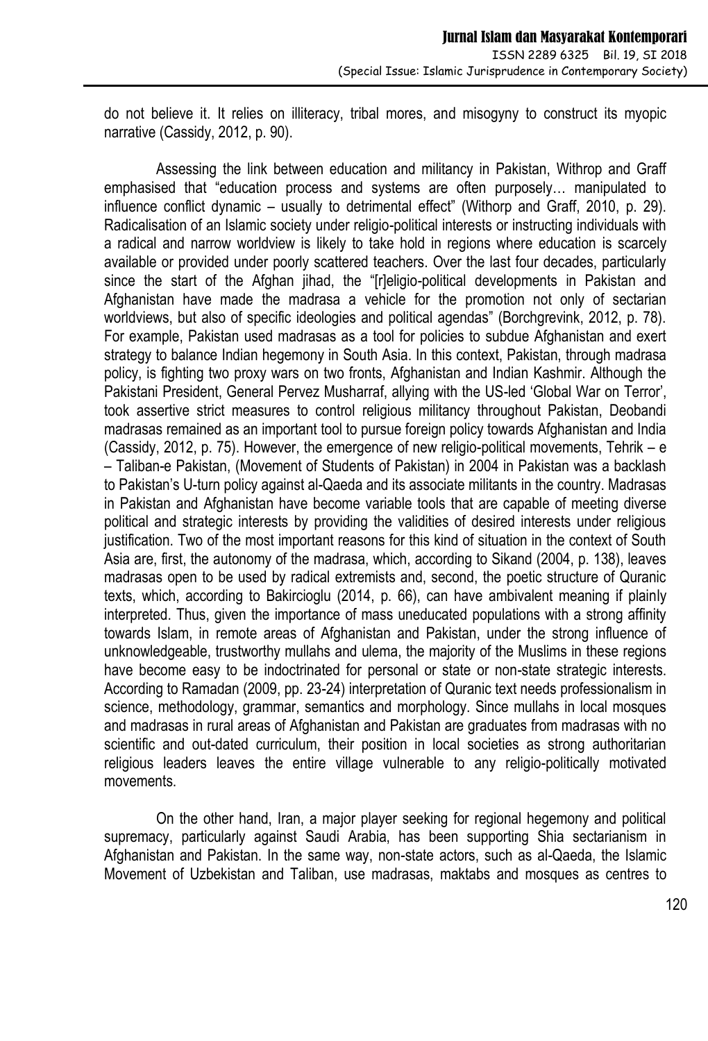do not believe it. It relies on illiteracy, tribal mores, and misogyny to construct its myopic narrative (Cassidy, 2012, p. 90).

Assessing the link between education and militancy in Pakistan, Withrop and Graff emphasised that "education process and systems are often purposely… manipulated to influence conflict dynamic – usually to detrimental effect" (Withorp and Graff, 2010, p. 29). Radicalisation of an Islamic society under religio-political interests or instructing individuals with a radical and narrow worldview is likely to take hold in regions where education is scarcely available or provided under poorly scattered teachers. Over the last four decades, particularly since the start of the Afghan jihad, the "[r]eligio-political developments in Pakistan and Afghanistan have made the madrasa a vehicle for the promotion not only of sectarian worldviews, but also of specific ideologies and political agendas" (Borchgrevink, 2012, p. 78). For example, Pakistan used madrasas as a tool for policies to subdue Afghanistan and exert strategy to balance Indian hegemony in South Asia. In this context, Pakistan, through madrasa policy, is fighting two proxy wars on two fronts, Afghanistan and Indian Kashmir. Although the Pakistani President, General Pervez Musharraf, allying with the US-led 'Global War on Terror', took assertive strict measures to control religious militancy throughout Pakistan, Deobandi madrasas remained as an important tool to pursue foreign policy towards Afghanistan and India (Cassidy, 2012, p. 75). However, the emergence of new religio-political movements, Tehrik – e – Taliban-e Pakistan, (Movement of Students of Pakistan) in 2004 in Pakistan was a backlash to Pakistan's U-turn policy against al-Qaeda and its associate militants in the country. Madrasas in Pakistan and Afghanistan have become variable tools that are capable of meeting diverse political and strategic interests by providing the validities of desired interests under religious justification. Two of the most important reasons for this kind of situation in the context of South Asia are, first, the autonomy of the madrasa, which, according to Sikand (2004, p. 138), leaves madrasas open to be used by radical extremists and, second, the poetic structure of Quranic texts, which, according to Bakircioglu (2014, p. 66), can have ambivalent meaning if plainly interpreted. Thus, given the importance of mass uneducated populations with a strong affinity towards Islam, in remote areas of Afghanistan and Pakistan, under the strong influence of unknowledgeable, trustworthy mullahs and ulema, the majority of the Muslims in these regions have become easy to be indoctrinated for personal or state or non-state strategic interests. According to Ramadan (2009, pp. 23-24) interpretation of Quranic text needs professionalism in science, methodology, grammar, semantics and morphology. Since mullahs in local mosques and madrasas in rural areas of Afghanistan and Pakistan are graduates from madrasas with no scientific and out-dated curriculum, their position in local societies as strong authoritarian religious leaders leaves the entire village vulnerable to any religio-politically motivated movements.

On the other hand, Iran, a major player seeking for regional hegemony and political supremacy, particularly against Saudi Arabia, has been supporting Shia sectarianism in Afghanistan and Pakistan. In the same way, non-state actors, such as al-Qaeda, the Islamic Movement of Uzbekistan and Taliban, use madrasas, maktabs and mosques as centres to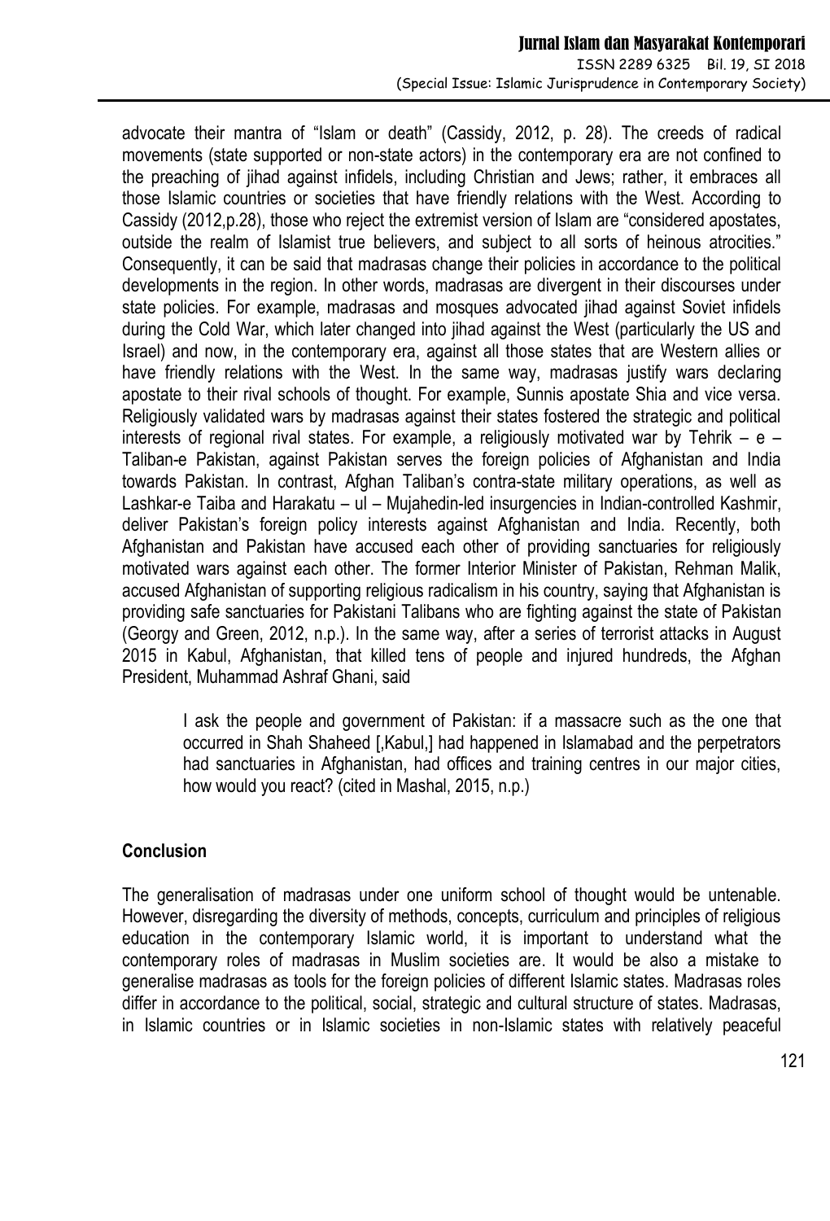advocate their mantra of "Islam or death" (Cassidy, 2012, p. 28). The creeds of radical movements (state supported or non-state actors) in the contemporary era are not confined to the preaching of jihad against infidels, including Christian and Jews; rather, it embraces all those Islamic countries or societies that have friendly relations with the West. According to Cassidy (2012,p.28), those who reject the extremist version of Islam are "considered apostates, outside the realm of Islamist true believers, and subject to all sorts of heinous atrocities." Consequently, it can be said that madrasas change their policies in accordance to the political developments in the region. In other words, madrasas are divergent in their discourses under state policies. For example, madrasas and mosques advocated jihad against Soviet infidels during the Cold War, which later changed into jihad against the West (particularly the US and Israel) and now, in the contemporary era, against all those states that are Western allies or have friendly relations with the West. In the same way, madrasas justify wars declaring apostate to their rival schools of thought. For example, Sunnis apostate Shia and vice versa. Religiously validated wars by madrasas against their states fostered the strategic and political interests of regional rival states. For example, a religiously motivated war by Tehrik – e – Taliban-e Pakistan, against Pakistan serves the foreign policies of Afghanistan and India towards Pakistan. In contrast, Afghan Taliban's contra-state military operations, as well as Lashkar-e Taiba and Harakatu – ul – Mujahedin-led insurgencies in Indian-controlled Kashmir, deliver Pakistan's foreign policy interests against Afghanistan and India. Recently, both Afghanistan and Pakistan have accused each other of providing sanctuaries for religiously motivated wars against each other. The former Interior Minister of Pakistan, Rehman Malik, accused Afghanistan of supporting religious radicalism in his country, saying that Afghanistan is providing safe sanctuaries for Pakistani Talibans who are fighting against the state of Pakistan (Georgy and Green, 2012, n.p.). In the same way, after a series of terrorist attacks in August 2015 in Kabul, Afghanistan, that killed tens of people and injured hundreds, the Afghan President, Muhammad Ashraf Ghani, said

> I ask the people and government of Pakistan: if a massacre such as the one that occurred in Shah Shaheed [,Kabul,] had happened in Islamabad and the perpetrators had sanctuaries in Afghanistan, had offices and training centres in our major cities, how would you react? (cited in Mashal, 2015, n.p.)

**Conclusion**

The generalisation of madrasas under one uniform school of thought would be untenable. However, disregarding the diversity of methods, concepts, curriculum and principles of religious education in the contemporary Islamic world, it is important to understand what the contemporary roles of madrasas in Muslim societies are. It would be also a mistake to generalise madrasas as tools for the foreign policies of different Islamic states. Madrasas roles differ in accordance to the political, social, strategic and cultural structure of states. Madrasas, in Islamic countries or in Islamic societies in non-Islamic states with relatively peaceful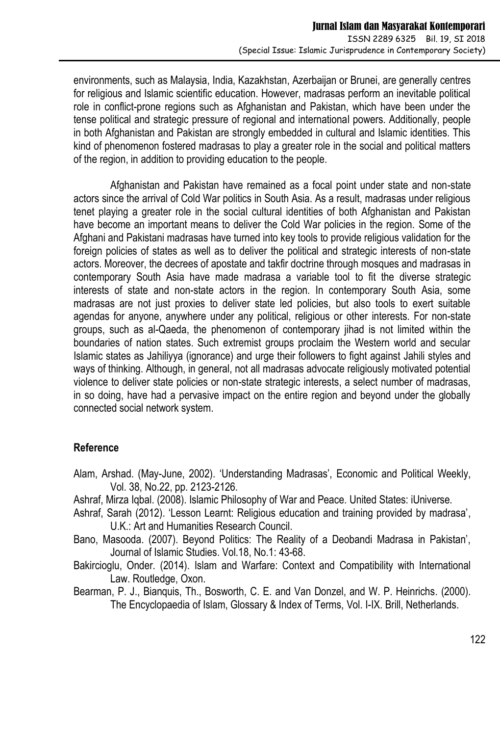environments, such as Malaysia, India, Kazakhstan, Azerbaijan or Brunei, are generally centres for religious and Islamic scientific education. However, madrasas perform an inevitable political role in conflict-prone regions such as Afghanistan and Pakistan, which have been under the tense political and strategic pressure of regional and international powers. Additionally, people in both Afghanistan and Pakistan are strongly embedded in cultural and Islamic identities. This kind of phenomenon fostered madrasas to play a greater role in the social and political matters of the region, in addition to providing education to the people.

Afghanistan and Pakistan have remained as a focal point under state and non-state actors since the arrival of Cold War politics in South Asia. As a result, madrasas under religious tenet playing a greater role in the social cultural identities of both Afghanistan and Pakistan have become an important means to deliver the Cold War policies in the region. Some of the Afghani and Pakistani madrasas have turned into key tools to provide religious validation for the foreign policies of states as well as to deliver the political and strategic interests of non-state actors. Moreover, the decrees of apostate and takfir doctrine through mosques and madrasas in contemporary South Asia have made madrasa a variable tool to fit the diverse strategic interests of state and non-state actors in the region. In contemporary South Asia, some madrasas are not just proxies to deliver state led policies, but also tools to exert suitable agendas for anyone, anywhere under any political, religious or other interests. For non-state groups, such as al-Qaeda, the phenomenon of contemporary jihad is not limited within the boundaries of nation states. Such extremist groups proclaim the Western world and secular Islamic states as Jahiliyya (ignorance) and urge their followers to fight against Jahili styles and ways of thinking. Although, in general, not all madrasas advocate religiously motivated potential violence to deliver state policies or non-state strategic interests, a select number of madrasas, in so doing, have had a pervasive impact on the entire region and beyond under the globally connected social network system.

## Reference

Alam, Arshad. (May-June, 2002). 'Understanding Madrasas', Economic and Political Weekly, Vol. 38, No.22, pp. 2123-2126.

Ashraf, Mirza Iqbal. (2008). Islamic Philosophy of War and Peace. United States: iUniverse.

Ashraf, Sarah (2012). 'Lesson Learnt: Religious education and training provided by madrasa', U.K.: Art and Humanities Research Council.

Bano, Masooda. (2007). Beyond Politics: The Reality of a Deobandi Madrasa in Pakistan', Journal of Islamic Studies. Vol.18, No.1: 43-68.

Bakircioglu, Onder. (2014). Islam and Warfare: Context and Compatibility with International Law. Routledge, Oxon.

Bearman, P. J., Bianquis, Th., Bosworth, C. E. and Van Donzel, and W. P. Heinrichs. (2000). The Encyclopaedia of Islam, Glossary & Index of Terms, Vol. I-IX. Brill, Netherlands.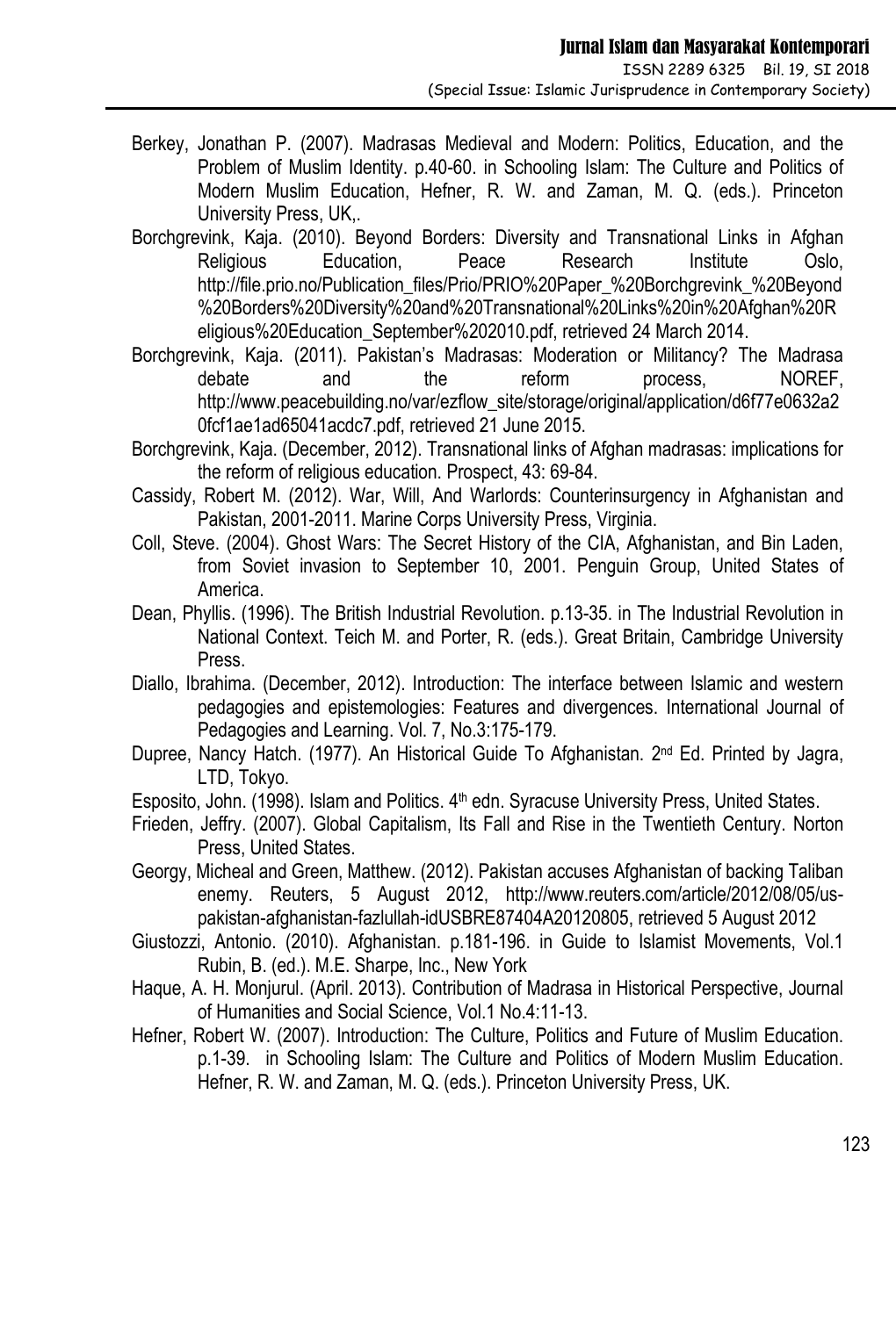Berkey, Jonathan P. (2007). Madrasas Medieval and Modern: Politics, Education, and the Problem of Muslim Identity. p.40-60. in Schooling Islam: The Culture and Politics of Modern Muslim Education, Hefner, R. W. and Zaman, M. Q. (eds.). Princeton University Press, UK,.

Borchgrevink, Kaja. (2010). Beyond Borders: Diversity and Transnational Links in Afghan Religious Education, Peace Research Institute Oslo, http://file.prio.no/Publication_files/Prio/PRIO%20Paper_%20Borchgrevink_%20Beyond%20Borders%20Diversity%20and%20Transnational%20Links%20in%20Afghan%20Religious%20Education_September%202010.pdf, retrieved 24 March 2014.

Borchgrevink, Kaja. (2011). Pakistan's Madrasas: Moderation or Militancy? The Madrasa debate and the reform process, NOREF, http://www.peacebuilding.no/var/ezflow_site/storage/original/application/d6f77e0632a20fcf1ae1ad65041acdc7.pdf, retrieved 21 June 2015.

Borchgrevink, Kaja. (December, 2012). Transnational links of Afghan madrasas: implications for the reform of religious education. Prospect, 43: 69-84.

Cassidy, Robert M. (2012). War, Will, And Warlords: Counterinsurgency in Afghanistan and Pakistan, 2001-2011. Marine Corps University Press, Virginia.

Coll, Steve. (2004). Ghost Wars: The Secret History of the CIA, Afghanistan, and Bin Laden, from Soviet invasion to September 10, 2001. Penguin Group, United States of America.

Dean, Phyllis. (1996). The British Industrial Revolution. p.13-35. in The Industrial Revolution in National Context. Teich M. and Porter, R. (eds.). Great Britain, Cambridge University Press.

Diallo, Ibrahima. (December, 2012). Introduction: The interface between Islamic and western pedagogies and epistemologies: Features and divergences. International Journal of Pedagogies and Learning. Vol. 7, No.3:175-179.

Dupree, Nancy Hatch. (1977). An Historical Guide To Afghanistan. 2nd Ed. Printed by Jagra, LTD, Tokyo.

Esposito, John. (1998). Islam and Politics. 4th edn. Syracuse University Press, United States.

Frieden, Jeffry. (2007). Global Capitalism, Its Fall and Rise in the Twentieth Century. Norton Press, United States.

Georgy, Micheal and Green, Matthew. (2012). Pakistan accuses Afghanistan of backing Taliban enemy. Reuters, 5 August 2012, http://www.reuters.com/article/2012/08/05/us-pakistan-afghanistan-fazlullah-idUSBRE87404A20120805, retrieved 5 August 2012

Giustozzi, Antonio. (2010). Afghanistan. p.181-196. in Guide to Islamist Movements, Vol.1 Rubin, B. (ed.). M.E. Sharpe, Inc., New York

Haque, A. H. Monjurul. (April. 2013). Contribution of Madrasa in Historical Perspective, Journal of Humanities and Social Science, Vol.1 No.4:11-13.

Hefner, Robert W. (2007). Introduction: The Culture, Politics and Future of Muslim Education. p.1-39. in Schooling Islam: The Culture and Politics of Modern Muslim Education. Hefner, R. W. and Zaman, M. Q. (eds.). Princeton University Press, UK.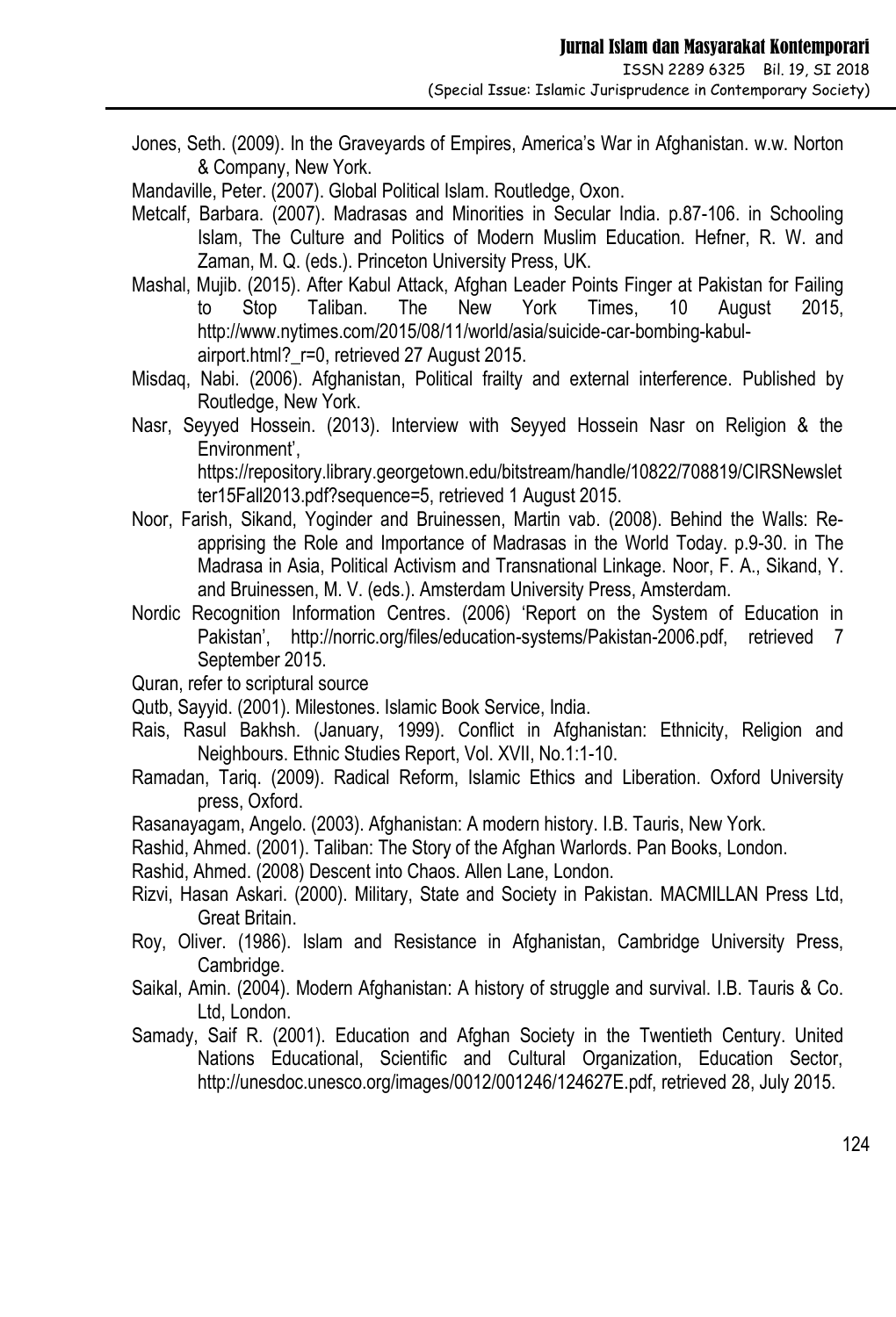Jones, Seth. (2009). In the Graveyards of Empires, America's War in Afghanistan. w.w. Norton & Company, New York.

Mandaville, Peter. (2007). Global Political Islam. Routledge, Oxon.

Metcalf, Barbara. (2007). Madrasas and Minorities in Secular India. p.87-106. in Schooling Islam, The Culture and Politics of Modern Muslim Education. Hefner, R. W. and Zaman, M. Q. (eds.). Princeton University Press, UK.

Mashal, Mujib. (2015). After Kabul Attack, Afghan Leader Points Finger at Pakistan for Failing to Stop Taliban. The New York Times, 10 August 2015, http://www.nytimes.com/2015/08/11/world/asia/suicide-car-bombing-kabul-airport.html?_r=0, retrieved 27 August 2015.

Misdaq, Nabi. (2006). Afghanistan, Political frailty and external interference. Published by Routledge, New York.

Nasr, Seyyed Hossein. (2013). Interview with Seyyed Hossein Nasr on Religion & the Environment', https://repository.library.georgetown.edu/bitstream/handle/10822/708819/CIRSNewsletter15Fall2013.pdf?sequence=5, retrieved 1 August 2015.

Noor, Farish, Sikand, Yoginder and Bruinessen, Martin vab. (2008). Behind the Walls: Re-apprising the Role and Importance of Madrasas in the World Today. p.9-30. in The Madrasa in Asia, Political Activism and Transnational Linkage. Noor, F. A., Sikand, Y. and Bruinessen, M. V. (eds.). Amsterdam University Press, Amsterdam.

Nordic Recognition Information Centres. (2006) 'Report on the System of Education in Pakistan', http://norric.org/files/education-systems/Pakistan-2006.pdf, retrieved 7 September 2015.

Quran, refer to scriptural source

Qutb, Sayyid. (2001). Milestones. Islamic Book Service, India.

Rais, Rasul Bakhsh. (January, 1999). Conflict in Afghanistan: Ethnicity, Religion and Neighbours. Ethnic Studies Report, Vol. XVII, No.1:1-10.

Ramadan, Tariq. (2009). Radical Reform, Islamic Ethics and Liberation. Oxford University press, Oxford.

Rasanayagam, Angelo. (2003). Afghanistan: A modern history. I.B. Tauris, New York.

Rashid, Ahmed. (2001). Taliban: The Story of the Afghan Warlords. Pan Books, London.

Rashid, Ahmed. (2008) Descent into Chaos. Allen Lane, London.

Rizvi, Hasan Askari. (2000). Military, State and Society in Pakistan. MACMILLAN Press Ltd, Great Britain.

Roy, Oliver. (1986). Islam and Resistance in Afghanistan, Cambridge University Press, Cambridge.

Saikal, Amin. (2004). Modern Afghanistan: A history of struggle and survival. I.B. Tauris & Co. Ltd, London.

Samady, Saif R. (2001). Education and Afghan Society in the Twentieth Century. United Nations Educational, Scientific and Cultural Organization, Education Sector, http://unesdoc.unesco.org/images/0012/001246/124627E.pdf, retrieved 28, July 2015.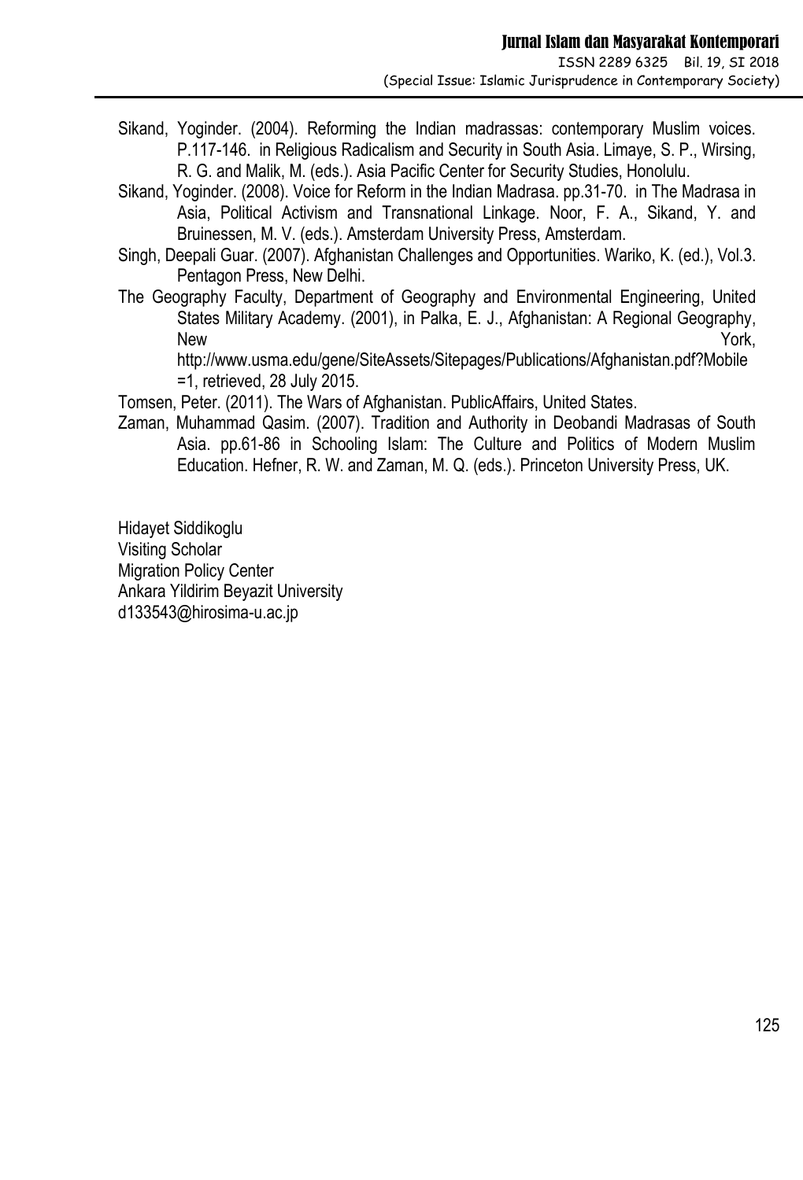Sikand, Yoginder. (2004). Reforming the Indian madrassas: contemporary Muslim voices. P.117-146. in Religious Radicalism and Security in South Asia. Limaye, S. P., Wirsing, R. G. and Malik, M. (eds.). Asia Pacific Center for Security Studies, Honolulu.

Sikand, Yoginder. (2008). Voice for Reform in the Indian Madrasa. pp.31-70. in The Madrasa in Asia, Political Activism and Transnational Linkage. Noor, F. A., Sikand, Y. and Bruinessen, M. V. (eds.). Amsterdam University Press, Amsterdam.

Singh, Deepali Guar. (2007). Afghanistan Challenges and Opportunities. Wariko, K. (ed.), Vol.3. Pentagon Press, New Delhi.

The Geography Faculty, Department of Geography and Environmental Engineering, United States Military Academy. (2001), in Palka, E. J., Afghanistan: A Regional Geography, New York, http://www.usma.edu/gene/SiteAssets/Sitepages/Publications/Afghanistan.pdf?Mobile=1, retrieved, 28 July 2015.

Tomsen, Peter. (2011). The Wars of Afghanistan. PublicAffairs, United States.

Zaman, Muhammad Qasim. (2007). Tradition and Authority in Deobandi Madrasas of South Asia. pp.61-86 in Schooling Islam: The Culture and Politics of Modern Muslim Education. Hefner, R. W. and Zaman, M. Q. (eds.). Princeton University Press, UK.

Hidayet Siddikoglu
Visiting Scholar
Migration Policy Center
Ankara Yildirim Beyazit University
d133543@hirosima-u.ac.jp